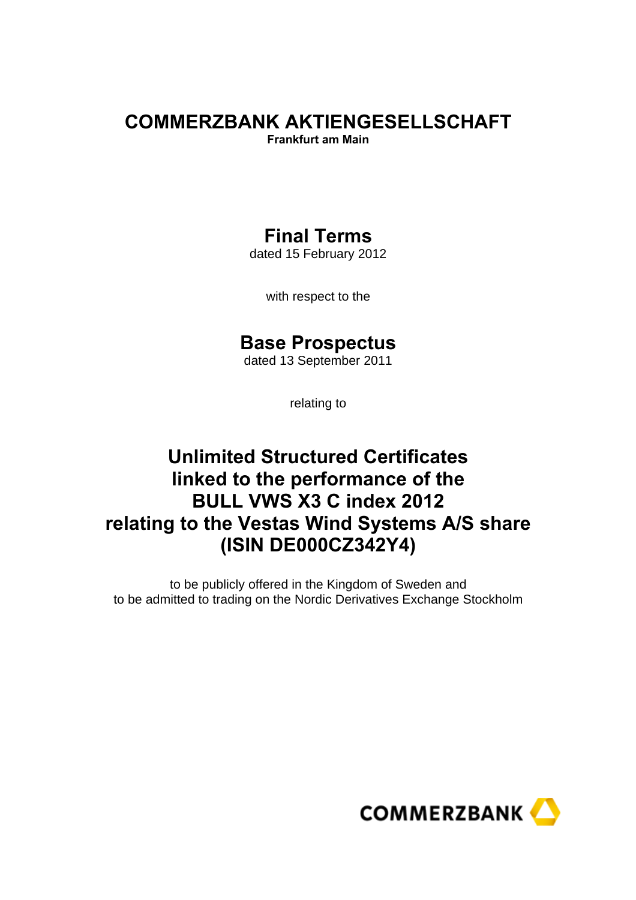# COMMERZBANK AKTIENGESELLSCHAFT

**Frankfurt am Main**

## Final Terms

dated 15 February 2012

with respect to the

## Base Prospectus

dated 13 September 2011

relating to

## Unlimited Structured Certificates linked to the performance of the BULL VWS X3 C index 2012 relating to the Vestas Wind Systems A/S share (ISIN DE000CZ342Y4)

to be publicly offered in the Kingdom of Sweden and
to be admitted to trading on the Nordic Derivatives Exchange Stockholm

COMMERZBANK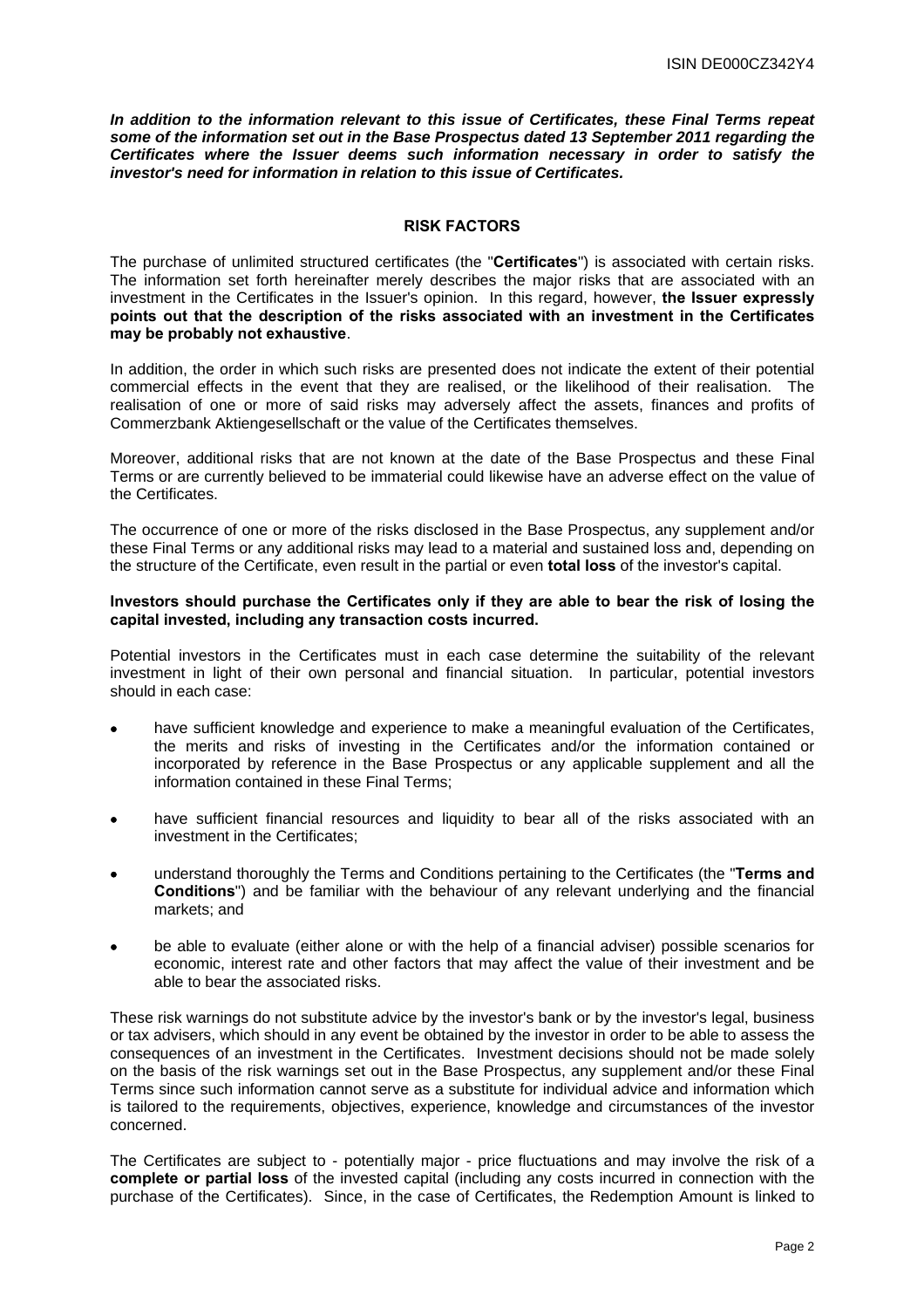*In addition to the information relevant to this issue of Certificates, these Final Terms repeat some of the information set out in the Base Prospectus dated 13 September 2011 regarding the Certificates where the Issuer deems such information necessary in order to satisfy the investor's need for information in relation to this issue of Certificates.*

## RISK FACTORS

The purchase of unlimited structured certificates (the "**Certificates**") is associated with certain risks. The information set forth hereinafter merely describes the major risks that are associated with an investment in the Certificates in the Issuer's opinion. In this regard, however, **the Issuer expressly points out that the description of the risks associated with an investment in the Certificates may be probably not exhaustive**.

In addition, the order in which such risks are presented does not indicate the extent of their potential commercial effects in the event that they are realised, or the likelihood of their realisation. The realisation of one or more of said risks may adversely affect the assets, finances and profits of Commerzbank Aktiengesellschaft or the value of the Certificates themselves.

Moreover, additional risks that are not known at the date of the Base Prospectus and these Final Terms or are currently believed to be immaterial could likewise have an adverse effect on the value of the Certificates.

The occurrence of one or more of the risks disclosed in the Base Prospectus, any supplement and/or these Final Terms or any additional risks may lead to a material and sustained loss and, depending on the structure of the Certificate, even result in the partial or even **total loss** of the investor's capital.

**Investors should purchase the Certificates only if they are able to bear the risk of losing the capital invested, including any transaction costs incurred.**

Potential investors in the Certificates must in each case determine the suitability of the relevant investment in light of their own personal and financial situation. In particular, potential investors should in each case:

- have sufficient knowledge and experience to make a meaningful evaluation of the Certificates, the merits and risks of investing in the Certificates and/or the information contained or incorporated by reference in the Base Prospectus or any applicable supplement and all the information contained in these Final Terms;
- have sufficient financial resources and liquidity to bear all of the risks associated with an investment in the Certificates;
- understand thoroughly the Terms and Conditions pertaining to the Certificates (the "**Terms and Conditions**") and be familiar with the behaviour of any relevant underlying and the financial markets; and
- be able to evaluate (either alone or with the help of a financial adviser) possible scenarios for economic, interest rate and other factors that may affect the value of their investment and be able to bear the associated risks.

These risk warnings do not substitute advice by the investor's bank or by the investor's legal, business or tax advisers, which should in any event be obtained by the investor in order to be able to assess the consequences of an investment in the Certificates. Investment decisions should not be made solely on the basis of the risk warnings set out in the Base Prospectus, any supplement and/or these Final Terms since such information cannot serve as a substitute for individual advice and information which is tailored to the requirements, objectives, experience, knowledge and circumstances of the investor concerned.

The Certificates are subject to - potentially major - price fluctuations and may involve the risk of a **complete or partial loss** of the invested capital (including any costs incurred in connection with the purchase of the Certificates). Since, in the case of Certificates, the Redemption Amount is linked to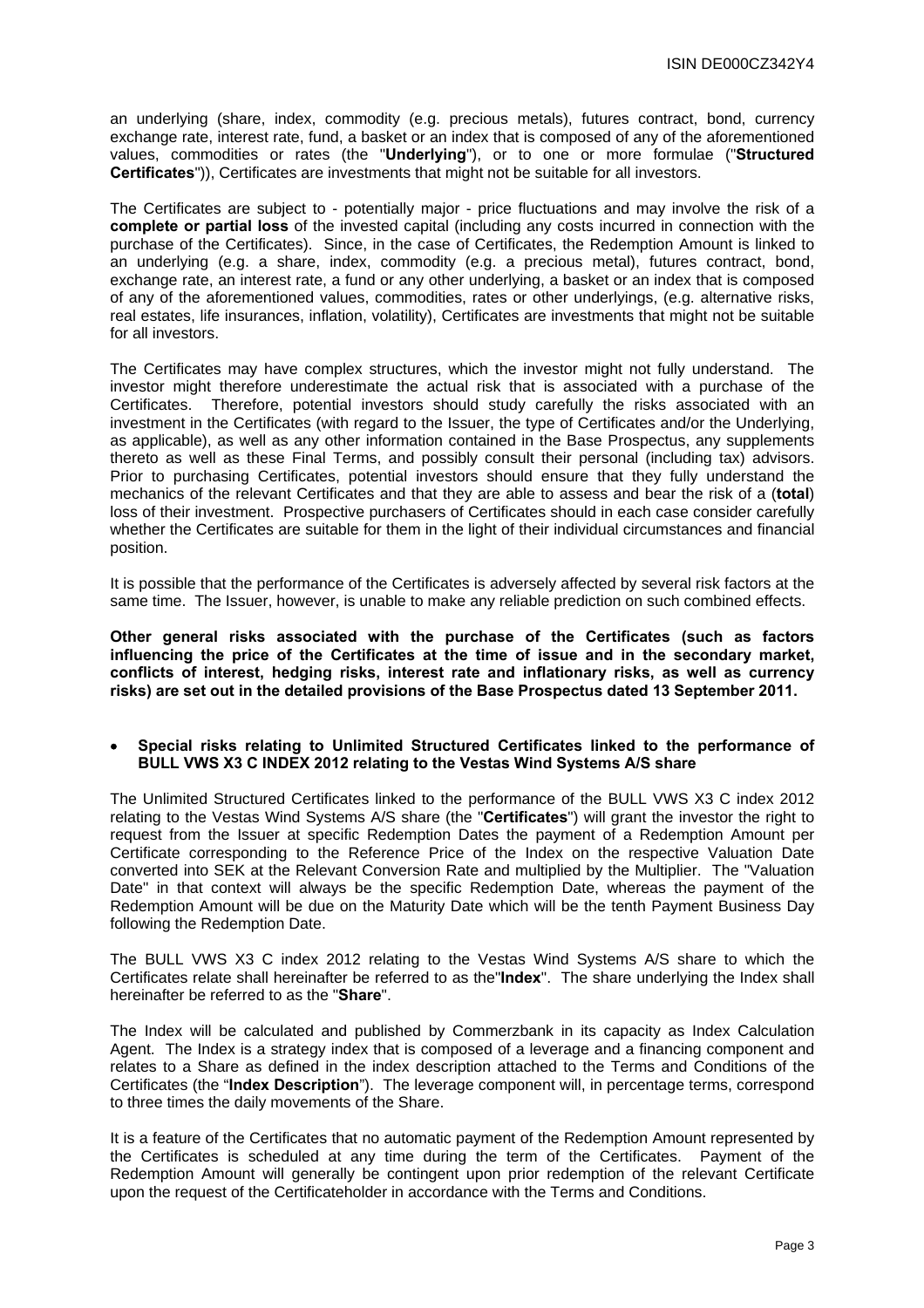an underlying (share, index, commodity (e.g. precious metals), futures contract, bond, currency exchange rate, interest rate, fund, a basket or an index that is composed of any of the aforementioned values, commodities or rates (the "**Underlying**"), or to one or more formulae ("**Structured Certificates**")), Certificates are investments that might not be suitable for all investors.

The Certificates are subject to - potentially major - price fluctuations and may involve the risk of a **complete or partial loss** of the invested capital (including any costs incurred in connection with the purchase of the Certificates). Since, in the case of Certificates, the Redemption Amount is linked to an underlying (e.g. a share, index, commodity (e.g. a precious metal), futures contract, bond, exchange rate, an interest rate, a fund or any other underlying, a basket or an index that is composed of any of the aforementioned values, commodities, rates or other underlyings, (e.g. alternative risks, real estates, life insurances, inflation, volatility), Certificates are investments that might not be suitable for all investors.

The Certificates may have complex structures, which the investor might not fully understand. The investor might therefore underestimate the actual risk that is associated with a purchase of the Certificates. Therefore, potential investors should study carefully the risks associated with an investment in the Certificates (with regard to the Issuer, the type of Certificates and/or the Underlying, as applicable), as well as any other information contained in the Base Prospectus, any supplements thereto as well as these Final Terms, and possibly consult their personal (including tax) advisors. Prior to purchasing Certificates, potential investors should ensure that they fully understand the mechanics of the relevant Certificates and that they are able to assess and bear the risk of a (**total**) loss of their investment. Prospective purchasers of Certificates should in each case consider carefully whether the Certificates are suitable for them in the light of their individual circumstances and financial position.

It is possible that the performance of the Certificates is adversely affected by several risk factors at the same time. The Issuer, however, is unable to make any reliable prediction on such combined effects.

**Other general risks associated with the purchase of the Certificates (such as factors influencing the price of the Certificates at the time of issue and in the secondary market, conflicts of interest, hedging risks, interest rate and inflationary risks, as well as currency risks) are set out in the detailed provisions of the Base Prospectus dated 13 September 2011.**

- **Special risks relating to Unlimited Structured Certificates linked to the performance of BULL VWS X3 C INDEX 2012 relating to the Vestas Wind Systems A/S share**

The Unlimited Structured Certificates linked to the performance of the BULL VWS X3 C index 2012 relating to the Vestas Wind Systems A/S share (the "**Certificates**") will grant the investor the right to request from the Issuer at specific Redemption Dates the payment of a Redemption Amount per Certificate corresponding to the Reference Price of the Index on the respective Valuation Date converted into SEK at the Relevant Conversion Rate and multiplied by the Multiplier. The "Valuation Date" in that context will always be the specific Redemption Date, whereas the payment of the Redemption Amount will be due on the Maturity Date which will be the tenth Payment Business Day following the Redemption Date.

The BULL VWS X3 C index 2012 relating to the Vestas Wind Systems A/S share to which the Certificates relate shall hereinafter be referred to as the"**Index**". The share underlying the Index shall hereinafter be referred to as the "**Share**".

The Index will be calculated and published by Commerzbank in its capacity as Index Calculation Agent. The Index is a strategy index that is composed of a leverage and a financing component and relates to a Share as defined in the index description attached to the Terms and Conditions of the Certificates (the "**Index Description**"). The leverage component will, in percentage terms, correspond to three times the daily movements of the Share.

It is a feature of the Certificates that no automatic payment of the Redemption Amount represented by the Certificates is scheduled at any time during the term of the Certificates. Payment of the Redemption Amount will generally be contingent upon prior redemption of the relevant Certificate upon the request of the Certificateholder in accordance with the Terms and Conditions.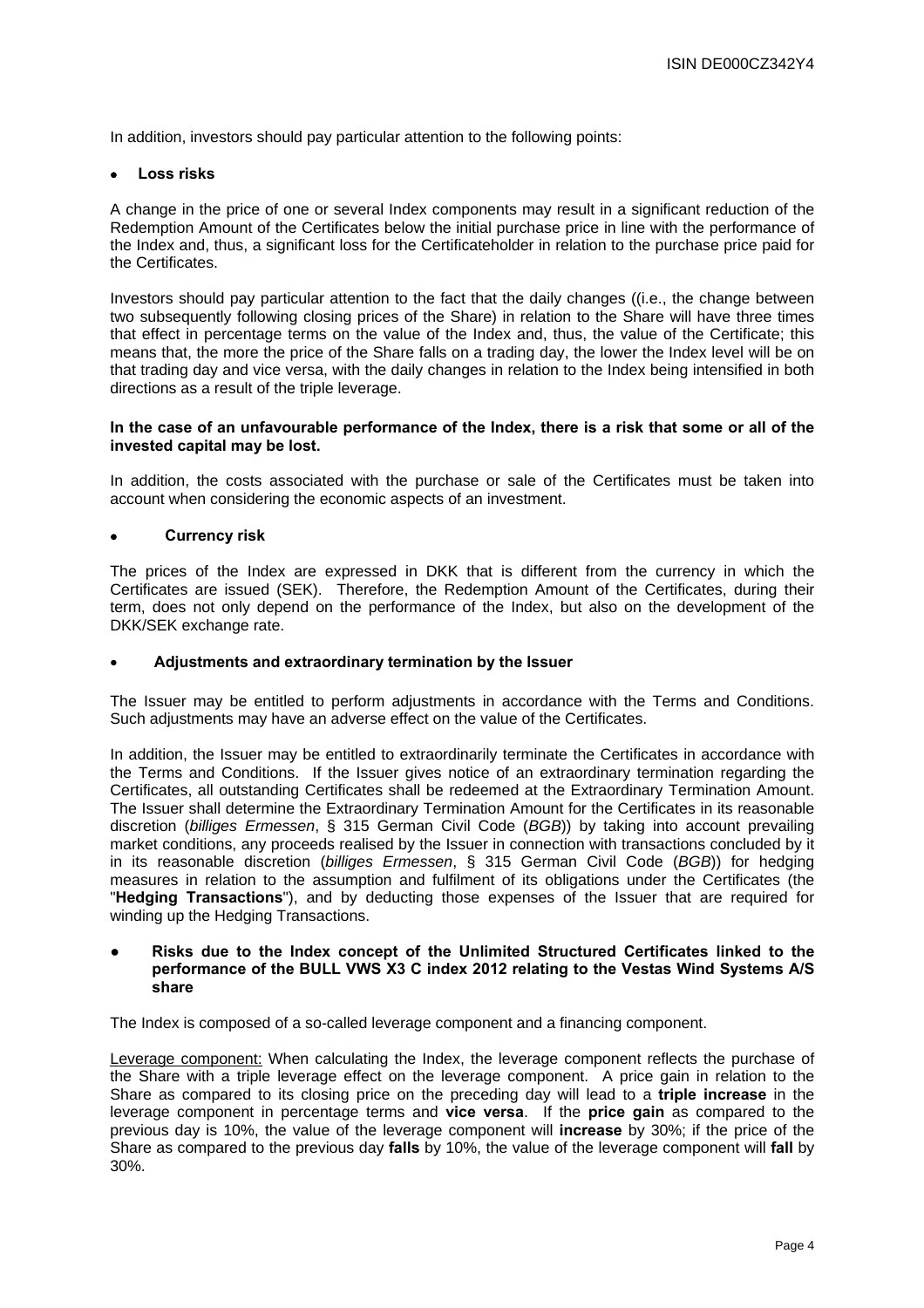In addition, investors should pay particular attention to the following points:

- **Loss risks**

A change in the price of one or several Index components may result in a significant reduction of the Redemption Amount of the Certificates below the initial purchase price in line with the performance of the Index and, thus, a significant loss for the Certificateholder in relation to the purchase price paid for the Certificates.

Investors should pay particular attention to the fact that the daily changes ((i.e., the change between two subsequently following closing prices of the Share) in relation to the Share will have three times that effect in percentage terms on the value of the Index and, thus, the value of the Certificate; this means that, the more the price of the Share falls on a trading day, the lower the Index level will be on that trading day and vice versa, with the daily changes in relation to the Index being intensified in both directions as a result of the triple leverage.

**In the case of an unfavourable performance of the Index, there is a risk that some or all of the invested capital may be lost.**

In addition, the costs associated with the purchase or sale of the Certificates must be taken into account when considering the economic aspects of an investment.

- **Currency risk**

The prices of the Index are expressed in DKK that is different from the currency in which the Certificates are issued (SEK). Therefore, the Redemption Amount of the Certificates, during their term, does not only depend on the performance of the Index, but also on the development of the DKK/SEK exchange rate.

- **Adjustments and extraordinary termination by the Issuer**

The Issuer may be entitled to perform adjustments in accordance with the Terms and Conditions. Such adjustments may have an adverse effect on the value of the Certificates.

In addition, the Issuer may be entitled to extraordinarily terminate the Certificates in accordance with the Terms and Conditions. If the Issuer gives notice of an extraordinary termination regarding the Certificates, all outstanding Certificates shall be redeemed at the Extraordinary Termination Amount. The Issuer shall determine the Extraordinary Termination Amount for the Certificates in its reasonable discretion (*billiges Ermessen*, § 315 German Civil Code (*BGB*)) by taking into account prevailing market conditions, any proceeds realised by the Issuer in connection with transactions concluded by it in its reasonable discretion (*billiges Ermessen*, § 315 German Civil Code (*BGB*)) for hedging measures in relation to the assumption and fulfilment of its obligations under the Certificates (the "**Hedging Transactions**"), and by deducting those expenses of the Issuer that are required for winding up the Hedging Transactions.

- **Risks due to the Index concept of the Unlimited Structured Certificates linked to the performance of the BULL VWS X3 C index 2012 relating to the Vestas Wind Systems A/S share**

The Index is composed of a so-called leverage component and a financing component.

Leverage component: When calculating the Index, the leverage component reflects the purchase of the Share with a triple leverage effect on the leverage component. A price gain in relation to the Share as compared to its closing price on the preceding day will lead to a **triple increase** in the leverage component in percentage terms and **vice versa**. If the **price gain** as compared to the previous day is 10%, the value of the leverage component will **increase** by 30%; if the price of the Share as compared to the previous day **falls** by 10%, the value of the leverage component will **fall** by 30%.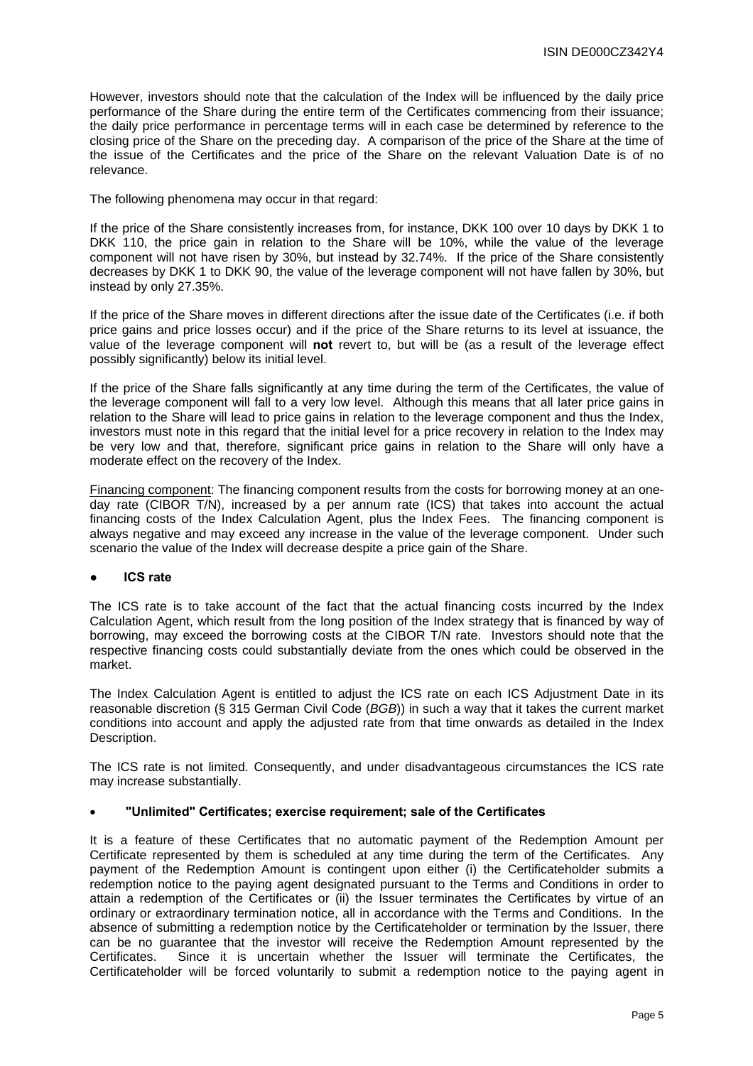However, investors should note that the calculation of the Index will be influenced by the daily price performance of the Share during the entire term of the Certificates commencing from their issuance; the daily price performance in percentage terms will in each case be determined by reference to the closing price of the Share on the preceding day. A comparison of the price of the Share at the time of the issue of the Certificates and the price of the Share on the relevant Valuation Date is of no relevance.

The following phenomena may occur in that regard:

If the price of the Share consistently increases from, for instance, DKK 100 over 10 days by DKK 1 to DKK 110, the price gain in relation to the Share will be 10%, while the value of the leverage component will not have risen by 30%, but instead by 32.74%. If the price of the Share consistently decreases by DKK 1 to DKK 90, the value of the leverage component will not have fallen by 30%, but instead by only 27.35%.

If the price of the Share moves in different directions after the issue date of the Certificates (i.e. if both price gains and price losses occur) and if the price of the Share returns to its level at issuance, the value of the leverage component will **not** revert to, but will be (as a result of the leverage effect possibly significantly) below its initial level.

If the price of the Share falls significantly at any time during the term of the Certificates, the value of the leverage component will fall to a very low level. Although this means that all later price gains in relation to the Share will lead to price gains in relation to the leverage component and thus the Index, investors must note in this regard that the initial level for a price recovery in relation to the Index may be very low and that, therefore, significant price gains in relation to the Share will only have a moderate effect on the recovery of the Index.

Financing component: The financing component results from the costs for borrowing money at an one-day rate (CIBOR T/N), increased by a per annum rate (ICS) that takes into account the actual financing costs of the Index Calculation Agent, plus the Index Fees. The financing component is always negative and may exceed any increase in the value of the leverage component. Under such scenario the value of the Index will decrease despite a price gain of the Share.

- **ICS rate**

The ICS rate is to take account of the fact that the actual financing costs incurred by the Index Calculation Agent, which result from the long position of the Index strategy that is financed by way of borrowing, may exceed the borrowing costs at the CIBOR T/N rate. Investors should note that the respective financing costs could substantially deviate from the ones which could be observed in the market.

The Index Calculation Agent is entitled to adjust the ICS rate on each ICS Adjustment Date in its reasonable discretion (§ 315 German Civil Code (*BGB*)) in such a way that it takes the current market conditions into account and apply the adjusted rate from that time onwards as detailed in the Index Description.

The ICS rate is not limited. Consequently, and under disadvantageous circumstances the ICS rate may increase substantially.

- **"Unlimited" Certificates; exercise requirement; sale of the Certificates**

It is a feature of these Certificates that no automatic payment of the Redemption Amount per Certificate represented by them is scheduled at any time during the term of the Certificates. Any payment of the Redemption Amount is contingent upon either (i) the Certificateholder submits a redemption notice to the paying agent designated pursuant to the Terms and Conditions in order to attain a redemption of the Certificates or (ii) the Issuer terminates the Certificates by virtue of an ordinary or extraordinary termination notice, all in accordance with the Terms and Conditions. In the absence of submitting a redemption notice by the Certificateholder or termination by the Issuer, there can be no guarantee that the investor will receive the Redemption Amount represented by the Certificates. Since it is uncertain whether the Issuer will terminate the Certificates, the Certificateholder will be forced voluntarily to submit a redemption notice to the paying agent in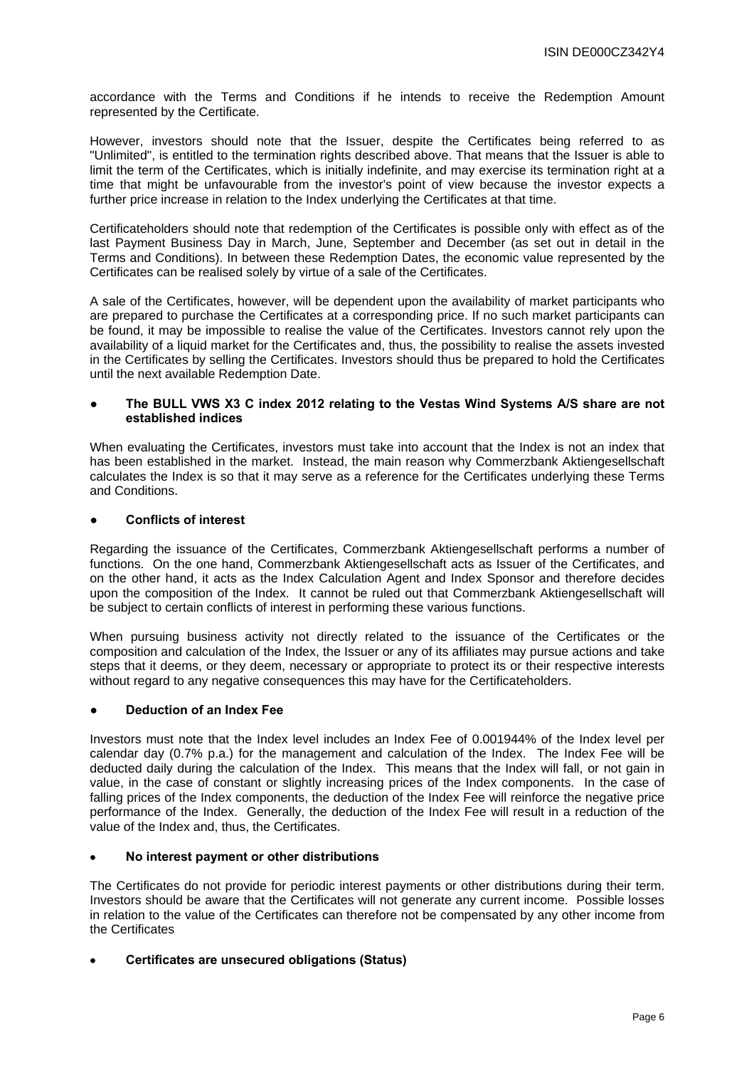accordance with the Terms and Conditions if he intends to receive the Redemption Amount represented by the Certificate.

However, investors should note that the Issuer, despite the Certificates being referred to as "Unlimited", is entitled to the termination rights described above. That means that the Issuer is able to limit the term of the Certificates, which is initially indefinite, and may exercise its termination right at a time that might be unfavourable from the investor's point of view because the investor expects a further price increase in relation to the Index underlying the Certificates at that time.

Certificateholders should note that redemption of the Certificates is possible only with effect as of the last Payment Business Day in March, June, September and December (as set out in detail in the Terms and Conditions). In between these Redemption Dates, the economic value represented by the Certificates can be realised solely by virtue of a sale of the Certificates.

A sale of the Certificates, however, will be dependent upon the availability of market participants who are prepared to purchase the Certificates at a corresponding price. If no such market participants can be found, it may be impossible to realise the value of the Certificates. Investors cannot rely upon the availability of a liquid market for the Certificates and, thus, the possibility to realise the assets invested in the Certificates by selling the Certificates. Investors should thus be prepared to hold the Certificates until the next available Redemption Date.

- **The BULL VWS X3 C index 2012 relating to the Vestas Wind Systems A/S share are not established indices**

When evaluating the Certificates, investors must take into account that the Index is not an index that has been established in the market. Instead, the main reason why Commerzbank Aktiengesellschaft calculates the Index is so that it may serve as a reference for the Certificates underlying these Terms and Conditions.

- **Conflicts of interest**

Regarding the issuance of the Certificates, Commerzbank Aktiengesellschaft performs a number of functions. On the one hand, Commerzbank Aktiengesellschaft acts as Issuer of the Certificates, and on the other hand, it acts as the Index Calculation Agent and Index Sponsor and therefore decides upon the composition of the Index. It cannot be ruled out that Commerzbank Aktiengesellschaft will be subject to certain conflicts of interest in performing these various functions.

When pursuing business activity not directly related to the issuance of the Certificates or the composition and calculation of the Index, the Issuer or any of its affiliates may pursue actions and take steps that it deems, or they deem, necessary or appropriate to protect its or their respective interests without regard to any negative consequences this may have for the Certificateholders.

- **Deduction of an Index Fee**

Investors must note that the Index level includes an Index Fee of 0.001944% of the Index level per calendar day (0.7% p.a.) for the management and calculation of the Index. The Index Fee will be deducted daily during the calculation of the Index. This means that the Index will fall, or not gain in value, in the case of constant or slightly increasing prices of the Index components. In the case of falling prices of the Index components, the deduction of the Index Fee will reinforce the negative price performance of the Index. Generally, the deduction of the Index Fee will result in a reduction of the value of the Index and, thus, the Certificates.

- **No interest payment or other distributions**

The Certificates do not provide for periodic interest payments or other distributions during their term. Investors should be aware that the Certificates will not generate any current income. Possible losses in relation to the value of the Certificates can therefore not be compensated by any other income from the Certificates

- **Certificates are unsecured obligations (Status)**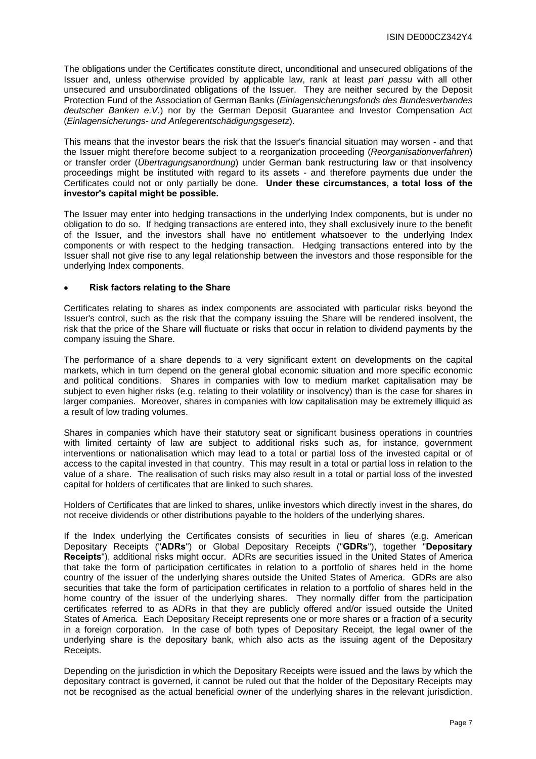The obligations under the Certificates constitute direct, unconditional and unsecured obligations of the Issuer and, unless otherwise provided by applicable law, rank at least *pari passu* with all other unsecured and unsubordinated obligations of the Issuer. They are neither secured by the Deposit Protection Fund of the Association of German Banks (*Einlagensicherungsfonds des Bundesverbandes deutscher Banken e.V.*) nor by the German Deposit Guarantee and Investor Compensation Act (*Einlagensicherungs- und Anlegerentschädigungsgesetz*).

This means that the investor bears the risk that the Issuer's financial situation may worsen - and that the Issuer might therefore become subject to a reorganization proceeding (*Reorganisationverfahren*) or transfer order (*Übertragungsanordnung*) under German bank restructuring law or that insolvency proceedings might be instituted with regard to its assets - and therefore payments due under the Certificates could not or only partially be done. **Under these circumstances, a total loss of the investor's capital might be possible.**

The Issuer may enter into hedging transactions in the underlying Index components, but is under no obligation to do so. If hedging transactions are entered into, they shall exclusively inure to the benefit of the Issuer, and the investors shall have no entitlement whatsoever to the underlying Index components or with respect to the hedging transaction. Hedging transactions entered into by the Issuer shall not give rise to any legal relationship between the investors and those responsible for the underlying Index components.

- **Risk factors relating to the Share**

Certificates relating to shares as index components are associated with particular risks beyond the Issuer's control, such as the risk that the company issuing the Share will be rendered insolvent, the risk that the price of the Share will fluctuate or risks that occur in relation to dividend payments by the company issuing the Share.

The performance of a share depends to a very significant extent on developments on the capital markets, which in turn depend on the general global economic situation and more specific economic and political conditions. Shares in companies with low to medium market capitalisation may be subject to even higher risks (e.g. relating to their volatility or insolvency) than is the case for shares in larger companies. Moreover, shares in companies with low capitalisation may be extremely illiquid as a result of low trading volumes.

Shares in companies which have their statutory seat or significant business operations in countries with limited certainty of law are subject to additional risks such as, for instance, government interventions or nationalisation which may lead to a total or partial loss of the invested capital or of access to the capital invested in that country. This may result in a total or partial loss in relation to the value of a share. The realisation of such risks may also result in a total or partial loss of the invested capital for holders of certificates that are linked to such shares.

Holders of Certificates that are linked to shares, unlike investors which directly invest in the shares, do not receive dividends or other distributions payable to the holders of the underlying shares.

If the Index underlying the Certificates consists of securities in lieu of shares (e.g. American Depositary Receipts ("**ADRs**") or Global Depositary Receipts ("**GDRs**"), together "**Depositary Receipts**"), additional risks might occur. ADRs are securities issued in the United States of America that take the form of participation certificates in relation to a portfolio of shares held in the home country of the issuer of the underlying shares outside the United States of America. GDRs are also securities that take the form of participation certificates in relation to a portfolio of shares held in the home country of the issuer of the underlying shares. They normally differ from the participation certificates referred to as ADRs in that they are publicly offered and/or issued outside the United States of America. Each Depositary Receipt represents one or more shares or a fraction of a security in a foreign corporation. In the case of both types of Depositary Receipt, the legal owner of the underlying share is the depositary bank, which also acts as the issuing agent of the Depositary Receipts.

Depending on the jurisdiction in which the Depositary Receipts were issued and the laws by which the depositary contract is governed, it cannot be ruled out that the holder of the Depositary Receipts may not be recognised as the actual beneficial owner of the underlying shares in the relevant jurisdiction.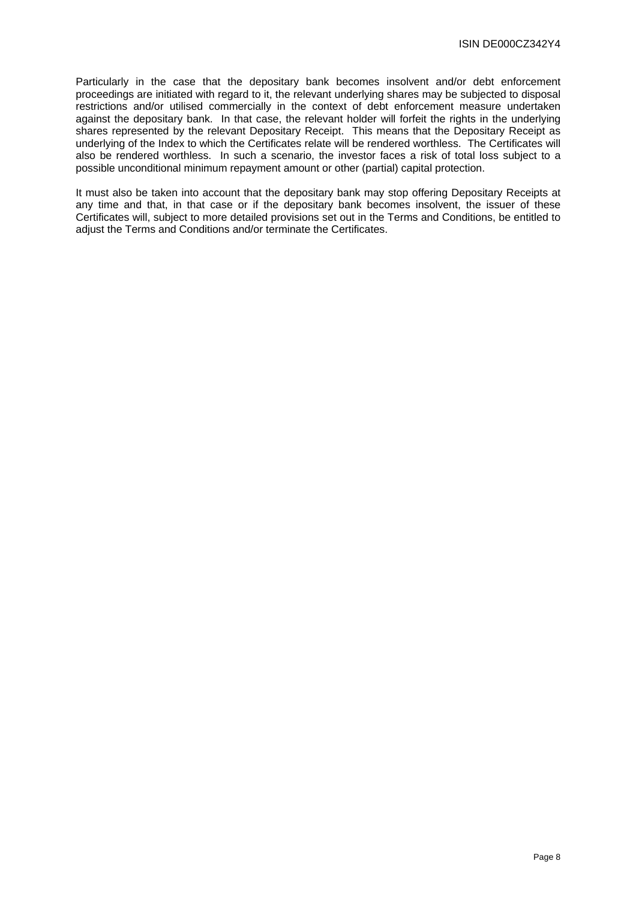Particularly in the case that the depositary bank becomes insolvent and/or debt enforcement proceedings are initiated with regard to it, the relevant underlying shares may be subjected to disposal restrictions and/or utilised commercially in the context of debt enforcement measure undertaken against the depositary bank. In that case, the relevant holder will forfeit the rights in the underlying shares represented by the relevant Depositary Receipt. This means that the Depositary Receipt as underlying of the Index to which the Certificates relate will be rendered worthless. The Certificates will also be rendered worthless. In such a scenario, the investor faces a risk of total loss subject to a possible unconditional minimum repayment amount or other (partial) capital protection.

It must also be taken into account that the depositary bank may stop offering Depositary Receipts at any time and that, in that case or if the depositary bank becomes insolvent, the issuer of these Certificates will, subject to more detailed provisions set out in the Terms and Conditions, be entitled to adjust the Terms and Conditions and/or terminate the Certificates.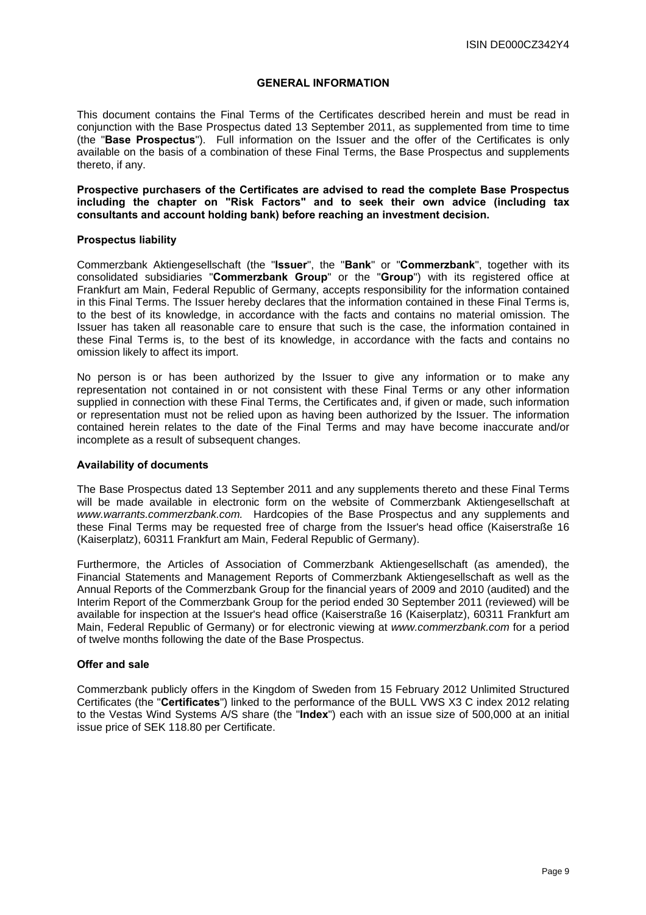ISIN DE000CZ342Y4

## GENERAL INFORMATION

This document contains the Final Terms of the Certificates described herein and must be read in conjunction with the Base Prospectus dated 13 September 2011, as supplemented from time to time (the "**Base Prospectus**"). Full information on the Issuer and the offer of the Certificates is only available on the basis of a combination of these Final Terms, the Base Prospectus and supplements thereto, if any.

**Prospective purchasers of the Certificates are advised to read the complete Base Prospectus including the chapter on "Risk Factors" and to seek their own advice (including tax consultants and account holding bank) before reaching an investment decision.**

### Prospectus liability

Commerzbank Aktiengesellschaft (the "**Issuer**", the "**Bank**" or "**Commerzbank**", together with its consolidated subsidiaries "**Commerzbank Group**" or the "**Group**") with its registered office at Frankfurt am Main, Federal Republic of Germany, accepts responsibility for the information contained in this Final Terms. The Issuer hereby declares that the information contained in these Final Terms is, to the best of its knowledge, in accordance with the facts and contains no material omission. The Issuer has taken all reasonable care to ensure that such is the case, the information contained in these Final Terms is, to the best of its knowledge, in accordance with the facts and contains no omission likely to affect its import.

No person is or has been authorized by the Issuer to give any information or to make any representation not contained in or not consistent with these Final Terms or any other information supplied in connection with these Final Terms, the Certificates and, if given or made, such information or representation must not be relied upon as having been authorized by the Issuer. The information contained herein relates to the date of the Final Terms and may have become inaccurate and/or incomplete as a result of subsequent changes.

### Availability of documents

The Base Prospectus dated 13 September 2011 and any supplements thereto and these Final Terms will be made available in electronic form on the website of Commerzbank Aktiengesellschaft at *www.warrants.commerzbank.com.* Hardcopies of the Base Prospectus and any supplements and these Final Terms may be requested free of charge from the Issuer's head office (Kaiserstraße 16 (Kaiserplatz), 60311 Frankfurt am Main, Federal Republic of Germany).

Furthermore, the Articles of Association of Commerzbank Aktiengesellschaft (as amended), the Financial Statements and Management Reports of Commerzbank Aktiengesellschaft as well as the Annual Reports of the Commerzbank Group for the financial years of 2009 and 2010 (audited) and the Interim Report of the Commerzbank Group for the period ended 30 September 2011 (reviewed) will be available for inspection at the Issuer's head office (Kaiserstraße 16 (Kaiserplatz), 60311 Frankfurt am Main, Federal Republic of Germany) or for electronic viewing at *www.commerzbank.com* for a period of twelve months following the date of the Base Prospectus.

### Offer and sale

Commerzbank publicly offers in the Kingdom of Sweden from 15 February 2012 Unlimited Structured Certificates (the "**Certificates**") linked to the performance of the BULL VWS X3 C index 2012 relating to the Vestas Wind Systems A/S share (the "**Index**") each with an issue size of 500,000 at an initial issue price of SEK 118.80 per Certificate.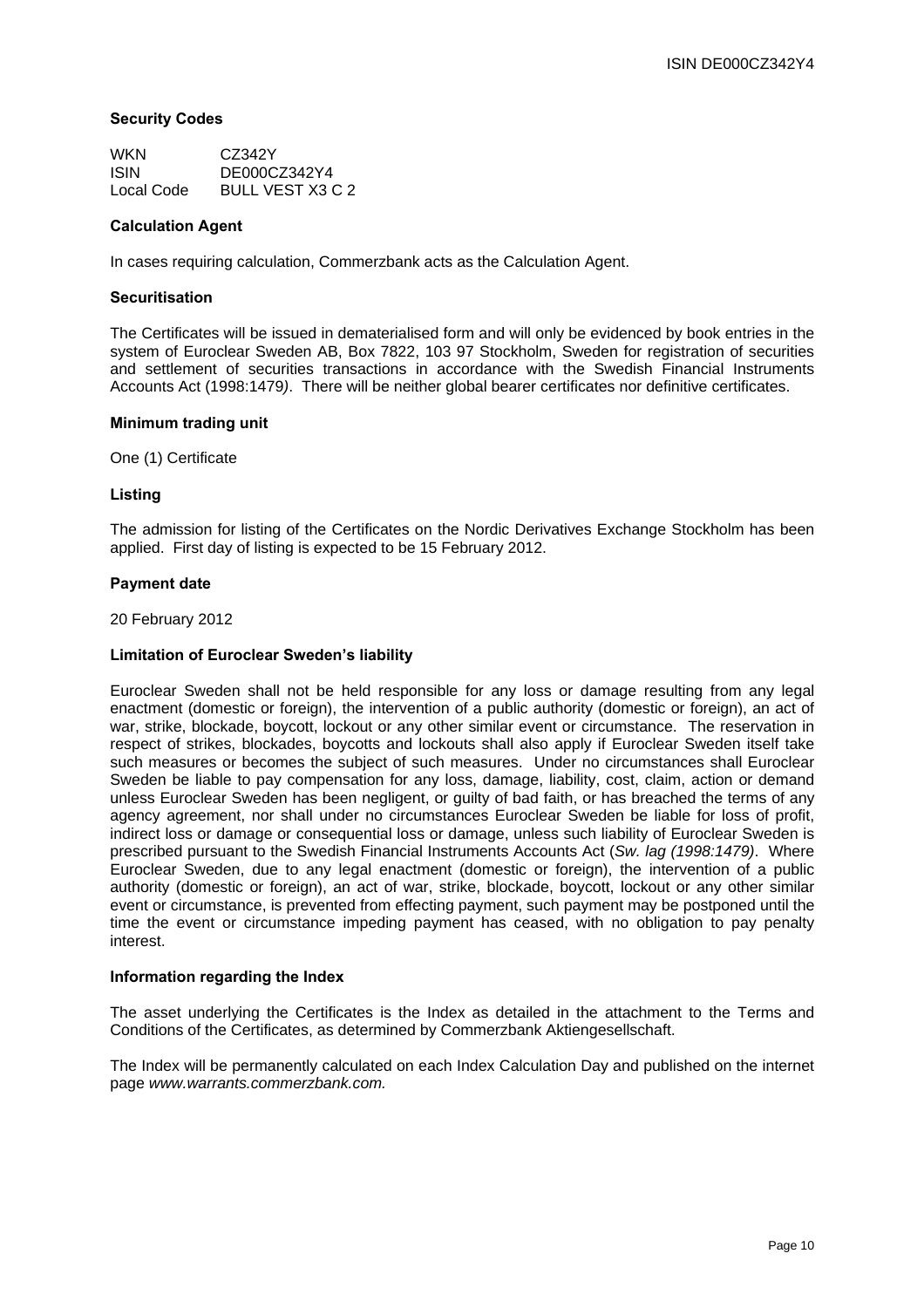**Security Codes**

| | |
|---|---|
| WKN | CZ342Y |
| ISIN | DE000CZ342Y4 |
| Local Code | BULL VEST X3 C 2 |

**Calculation Agent**

In cases requiring calculation, Commerzbank acts as the Calculation Agent.

**Securitisation**

The Certificates will be issued in dematerialised form and will only be evidenced by book entries in the system of Euroclear Sweden AB, Box 7822, 103 97 Stockholm, Sweden for registration of securities and settlement of securities transactions in accordance with the Swedish Financial Instruments Accounts Act (1998:1479). There will be neither global bearer certificates nor definitive certificates.

**Minimum trading unit**

One (1) Certificate

**Listing**

The admission for listing of the Certificates on the Nordic Derivatives Exchange Stockholm has been applied. First day of listing is expected to be 15 February 2012.

**Payment date**

20 February 2012

**Limitation of Euroclear Sweden's liability**

Euroclear Sweden shall not be held responsible for any loss or damage resulting from any legal enactment (domestic or foreign), the intervention of a public authority (domestic or foreign), an act of war, strike, blockade, boycott, lockout or any other similar event or circumstance. The reservation in respect of strikes, blockades, boycotts and lockouts shall also apply if Euroclear Sweden itself take such measures or becomes the subject of such measures. Under no circumstances shall Euroclear Sweden be liable to pay compensation for any loss, damage, liability, cost, claim, action or demand unless Euroclear Sweden has been negligent, or guilty of bad faith, or has breached the terms of any agency agreement, nor shall under no circumstances Euroclear Sweden be liable for loss of profit, indirect loss or damage or consequential loss or damage, unless such liability of Euroclear Sweden is prescribed pursuant to the Swedish Financial Instruments Accounts Act (*Sw. lag (1998:1479)*. Where Euroclear Sweden, due to any legal enactment (domestic or foreign), the intervention of a public authority (domestic or foreign), an act of war, strike, blockade, boycott, lockout or any other similar event or circumstance, is prevented from effecting payment, such payment may be postponed until the time the event or circumstance impeding payment has ceased, with no obligation to pay penalty interest.

**Information regarding the Index**

The asset underlying the Certificates is the Index as detailed in the attachment to the Terms and Conditions of the Certificates, as determined by Commerzbank Aktiengesellschaft.

The Index will be permanently calculated on each Index Calculation Day and published on the internet page *www.warrants.commerzbank.com.*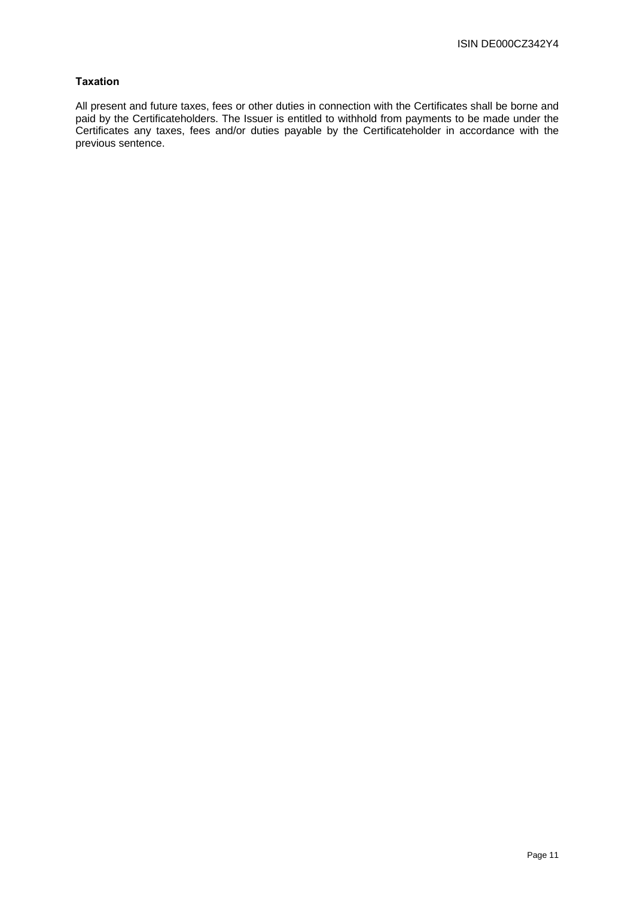**Taxation**

All present and future taxes, fees or other duties in connection with the Certificates shall be borne and paid by the Certificateholders. The Issuer is entitled to withhold from payments to be made under the Certificates any taxes, fees and/or duties payable by the Certificateholder in accordance with the previous sentence.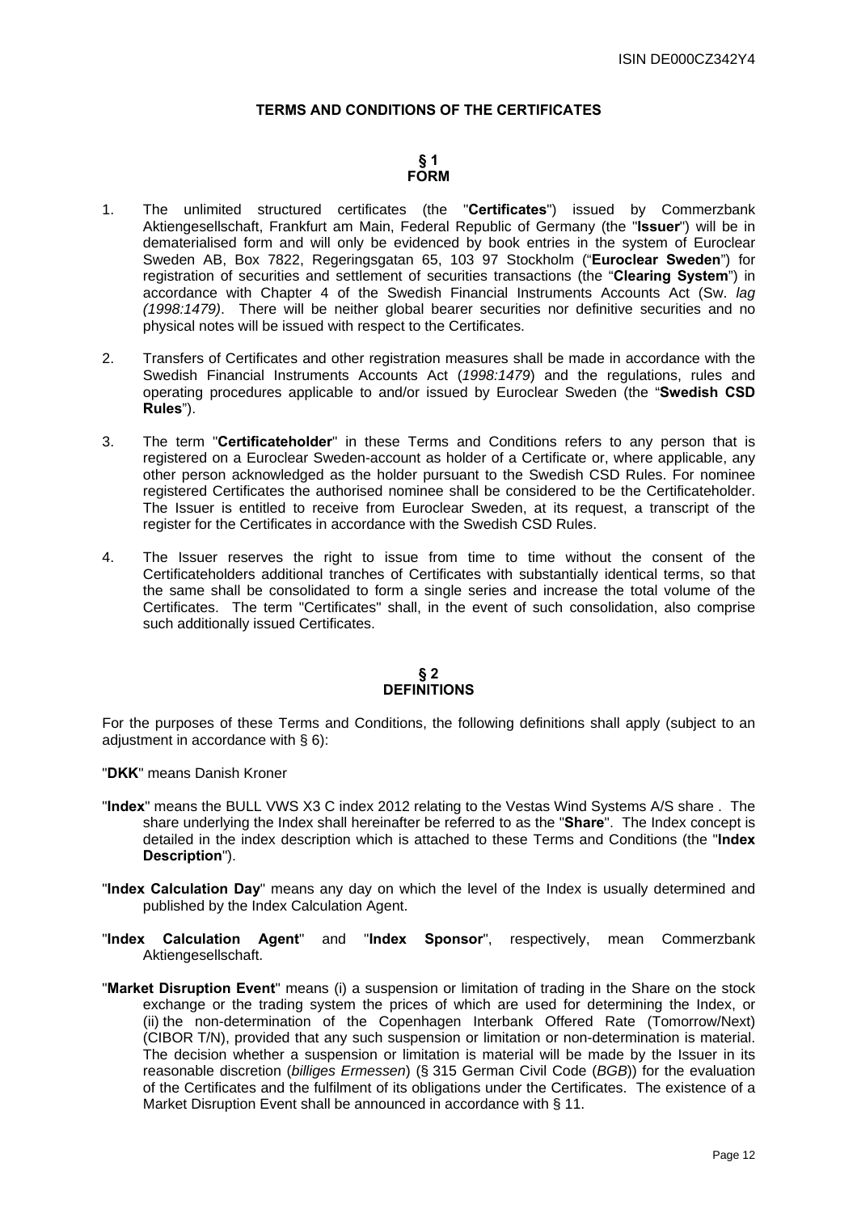## TERMS AND CONDITIONS OF THE CERTIFICATES

### § 1
### FORM

1. The unlimited structured certificates (the "**Certificates**") issued by Commerzbank Aktiengesellschaft, Frankfurt am Main, Federal Republic of Germany (the "**Issuer**") will be in dematerialised form and will only be evidenced by book entries in the system of Euroclear Sweden AB, Box 7822, Regeringsgatan 65, 103 97 Stockholm ("**Euroclear Sweden**") for registration of securities and settlement of securities transactions (the "**Clearing System**") in accordance with Chapter 4 of the Swedish Financial Instruments Accounts Act (Sw. *lag (1998:1479)*. There will be neither global bearer securities nor definitive securities and no physical notes will be issued with respect to the Certificates.

2. Transfers of Certificates and other registration measures shall be made in accordance with the Swedish Financial Instruments Accounts Act (*1998:1479*) and the regulations, rules and operating procedures applicable to and/or issued by Euroclear Sweden (the "**Swedish CSD Rules**").

3. The term "**Certificateholder**" in these Terms and Conditions refers to any person that is registered on a Euroclear Sweden-account as holder of a Certificate or, where applicable, any other person acknowledged as the holder pursuant to the Swedish CSD Rules. For nominee registered Certificates the authorised nominee shall be considered to be the Certificateholder. The Issuer is entitled to receive from Euroclear Sweden, at its request, a transcript of the register for the Certificates in accordance with the Swedish CSD Rules.

4. The Issuer reserves the right to issue from time to time without the consent of the Certificateholders additional tranches of Certificates with substantially identical terms, so that the same shall be consolidated to form a single series and increase the total volume of the Certificates. The term "Certificates" shall, in the event of such consolidation, also comprise such additionally issued Certificates.

### § 2
### DEFINITIONS

For the purposes of these Terms and Conditions, the following definitions shall apply (subject to an adjustment in accordance with § 6):

"**DKK**" means Danish Kroner

"**Index**" means the BULL VWS X3 C index 2012 relating to the Vestas Wind Systems A/S share . The share underlying the Index shall hereinafter be referred to as the "**Share**". The Index concept is detailed in the index description which is attached to these Terms and Conditions (the "**Index Description**").

"**Index Calculation Day**" means any day on which the level of the Index is usually determined and published by the Index Calculation Agent.

"**Index Calculation Agent**" and "**Index Sponsor**", respectively, mean Commerzbank Aktiengesellschaft.

"**Market Disruption Event**" means (i) a suspension or limitation of trading in the Share on the stock exchange or the trading system the prices of which are used for determining the Index, or (ii) the non-determination of the Copenhagen Interbank Offered Rate (Tomorrow/Next) (CIBOR T/N), provided that any such suspension or limitation or non-determination is material. The decision whether a suspension or limitation is material will be made by the Issuer in its reasonable discretion (*billiges Ermessen*) (§ 315 German Civil Code (*BGB*)) for the evaluation of the Certificates and the fulfilment of its obligations under the Certificates. The existence of a Market Disruption Event shall be announced in accordance with § 11.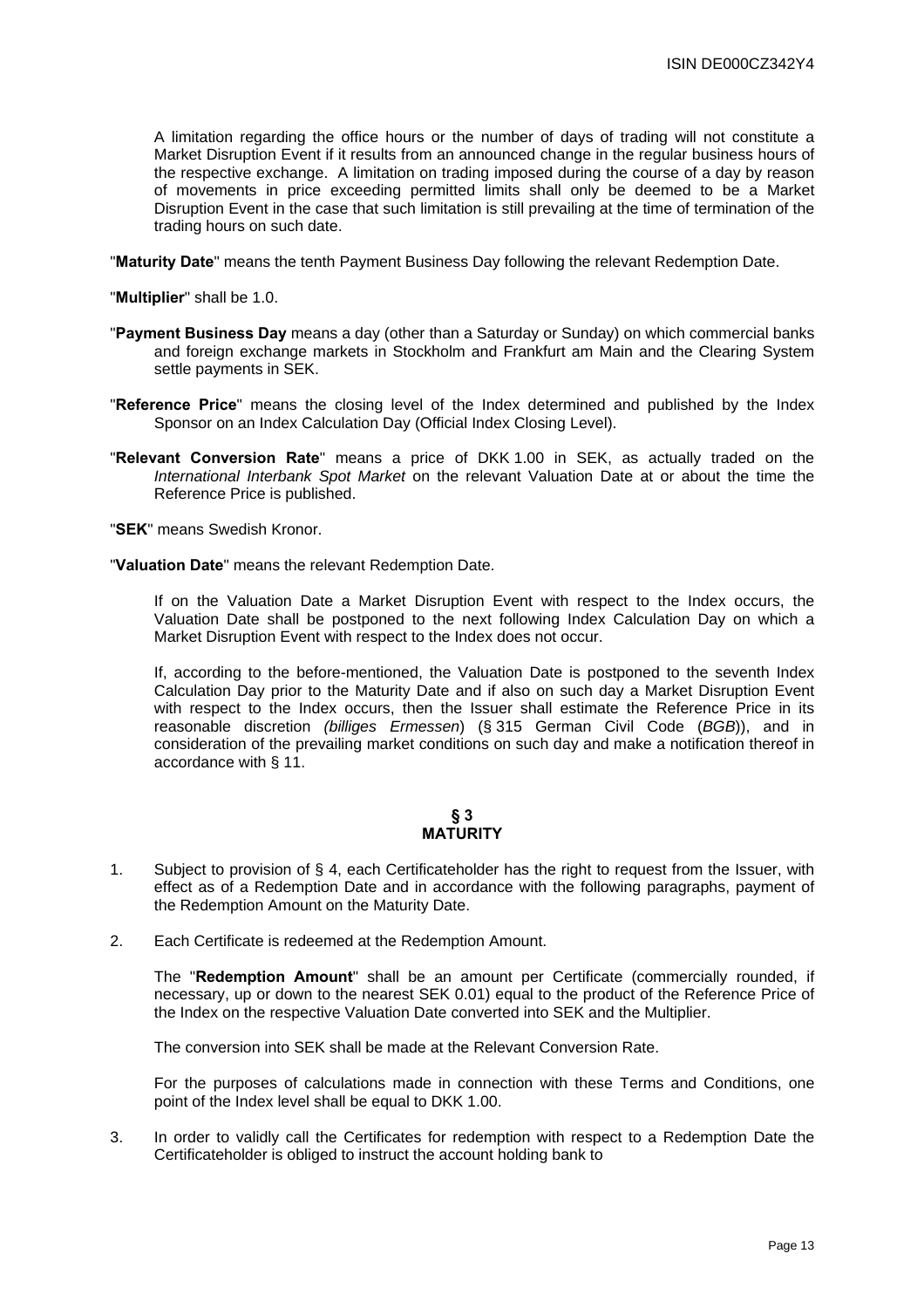A limitation regarding the office hours or the number of days of trading will not constitute a Market Disruption Event if it results from an announced change in the regular business hours of the respective exchange. A limitation on trading imposed during the course of a day by reason of movements in price exceeding permitted limits shall only be deemed to be a Market Disruption Event in the case that such limitation is still prevailing at the time of termination of the trading hours on such date.

"**Maturity Date**" means the tenth Payment Business Day following the relevant Redemption Date.

"**Multiplier**" shall be 1.0.

"**Payment Business Day** means a day (other than a Saturday or Sunday) on which commercial banks and foreign exchange markets in Stockholm and Frankfurt am Main and the Clearing System settle payments in SEK.

"**Reference Price**" means the closing level of the Index determined and published by the Index Sponsor on an Index Calculation Day (Official Index Closing Level).

"**Relevant Conversion Rate**" means a price of DKK 1.00 in SEK, as actually traded on the *International Interbank Spot Market* on the relevant Valuation Date at or about the time the Reference Price is published.

"**SEK**" means Swedish Kronor.

"**Valuation Date**" means the relevant Redemption Date.

If on the Valuation Date a Market Disruption Event with respect to the Index occurs, the Valuation Date shall be postponed to the next following Index Calculation Day on which a Market Disruption Event with respect to the Index does not occur.

If, according to the before-mentioned, the Valuation Date is postponed to the seventh Index Calculation Day prior to the Maturity Date and if also on such day a Market Disruption Event with respect to the Index occurs, then the Issuer shall estimate the Reference Price in its reasonable discretion *(billiges Ermessen*) (§ 315 German Civil Code (*BGB*)), and in consideration of the prevailing market conditions on such day and make a notification thereof in accordance with § 11.

## § 3
## MATURITY

1. Subject to provision of § 4, each Certificateholder has the right to request from the Issuer, with effect as of a Redemption Date and in accordance with the following paragraphs, payment of the Redemption Amount on the Maturity Date.

2. Each Certificate is redeemed at the Redemption Amount.

   The "**Redemption Amount**" shall be an amount per Certificate (commercially rounded, if necessary, up or down to the nearest SEK 0.01) equal to the product of the Reference Price of the Index on the respective Valuation Date converted into SEK and the Multiplier.

   The conversion into SEK shall be made at the Relevant Conversion Rate.

   For the purposes of calculations made in connection with these Terms and Conditions, one point of the Index level shall be equal to DKK 1.00.

3. In order to validly call the Certificates for redemption with respect to a Redemption Date the Certificateholder is obliged to instruct the account holding bank to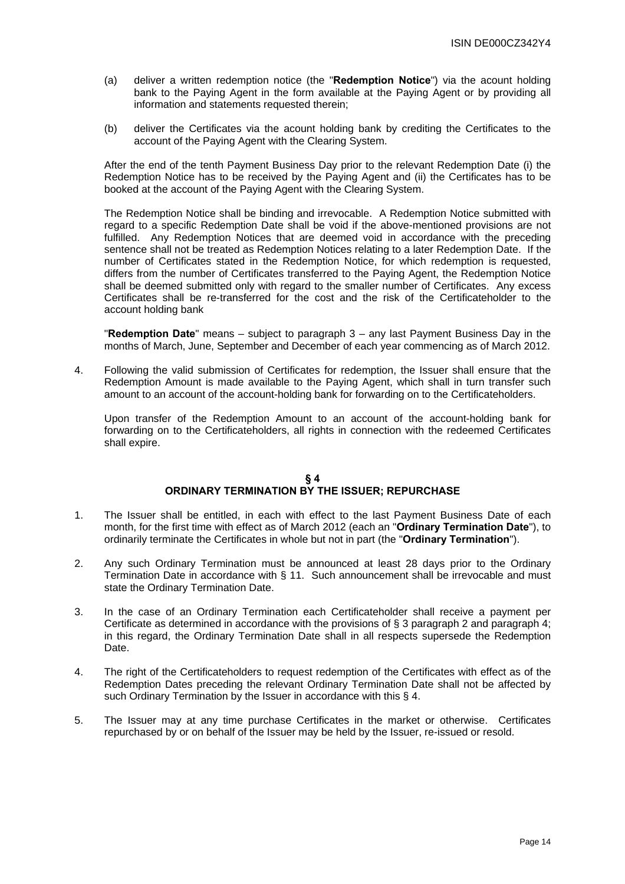(a) deliver a written redemption notice (the "**Redemption Notice**") via the acount holding bank to the Paying Agent in the form available at the Paying Agent or by providing all information and statements requested therein;

(b) deliver the Certificates via the acount holding bank by crediting the Certificates to the account of the Paying Agent with the Clearing System.

After the end of the tenth Payment Business Day prior to the relevant Redemption Date (i) the Redemption Notice has to be received by the Paying Agent and (ii) the Certificates has to be booked at the account of the Paying Agent with the Clearing System.

The Redemption Notice shall be binding and irrevocable. A Redemption Notice submitted with regard to a specific Redemption Date shall be void if the above-mentioned provisions are not fulfilled. Any Redemption Notices that are deemed void in accordance with the preceding sentence shall not be treated as Redemption Notices relating to a later Redemption Date. If the number of Certificates stated in the Redemption Notice, for which redemption is requested, differs from the number of Certificates transferred to the Paying Agent, the Redemption Notice shall be deemed submitted only with regard to the smaller number of Certificates. Any excess Certificates shall be re-transferred for the cost and the risk of the Certificateholder to the account holding bank

"**Redemption Date**" means – subject to paragraph 3 – any last Payment Business Day in the months of March, June, September and December of each year commencing as of March 2012.

4. Following the valid submission of Certificates for redemption, the Issuer shall ensure that the Redemption Amount is made available to the Paying Agent, which shall in turn transfer such amount to an account of the account-holding bank for forwarding on to the Certificateholders.

   Upon transfer of the Redemption Amount to an account of the account-holding bank for forwarding on to the Certificateholders, all rights in connection with the redeemed Certificates shall expire.

## § 4
## ORDINARY TERMINATION BY THE ISSUER; REPURCHASE

1. The Issuer shall be entitled, in each with effect to the last Payment Business Date of each month, for the first time with effect as of March 2012 (each an "**Ordinary Termination Date**"), to ordinarily terminate the Certificates in whole but not in part (the "**Ordinary Termination**").

2. Any such Ordinary Termination must be announced at least 28 days prior to the Ordinary Termination Date in accordance with § 11. Such announcement shall be irrevocable and must state the Ordinary Termination Date.

3. In the case of an Ordinary Termination each Certificateholder shall receive a payment per Certificate as determined in accordance with the provisions of § 3 paragraph 2 and paragraph 4; in this regard, the Ordinary Termination Date shall in all respects supersede the Redemption Date.

4. The right of the Certificateholders to request redemption of the Certificates with effect as of the Redemption Dates preceding the relevant Ordinary Termination Date shall not be affected by such Ordinary Termination by the Issuer in accordance with this § 4.

5. The Issuer may at any time purchase Certificates in the market or otherwise. Certificates repurchased by or on behalf of the Issuer may be held by the Issuer, re-issued or resold.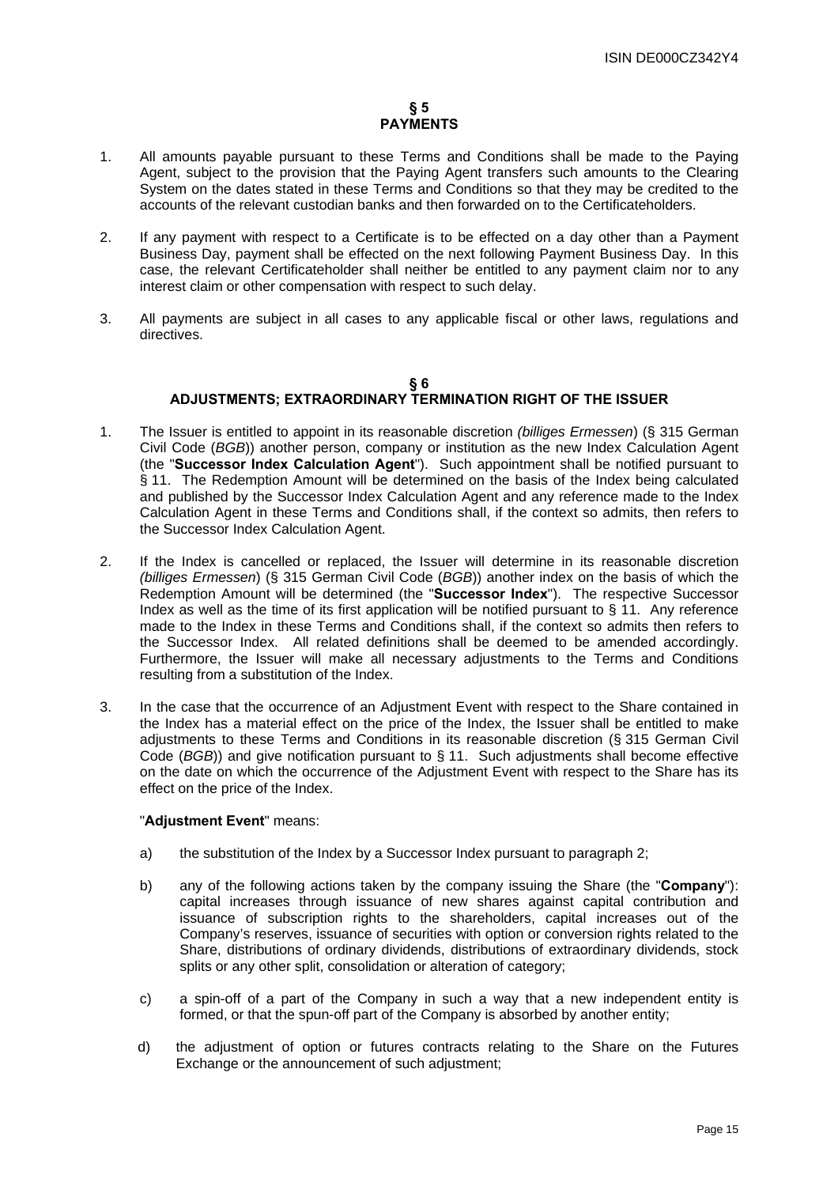## § 5
## PAYMENTS

1. All amounts payable pursuant to these Terms and Conditions shall be made to the Paying Agent, subject to the provision that the Paying Agent transfers such amounts to the Clearing System on the dates stated in these Terms and Conditions so that they may be credited to the accounts of the relevant custodian banks and then forwarded on to the Certificateholders.

2. If any payment with respect to a Certificate is to be effected on a day other than a Payment Business Day, payment shall be effected on the next following Payment Business Day. In this case, the relevant Certificateholder shall neither be entitled to any payment claim nor to any interest claim or other compensation with respect to such delay.

3. All payments are subject in all cases to any applicable fiscal or other laws, regulations and directives.

## § 6
## ADJUSTMENTS; EXTRAORDINARY TERMINATION RIGHT OF THE ISSUER

1. The Issuer is entitled to appoint in its reasonable discretion *(billiges Ermessen*) (§ 315 German Civil Code (*BGB*)) another person, company or institution as the new Index Calculation Agent (the "**Successor Index Calculation Agent**"). Such appointment shall be notified pursuant to § 11. The Redemption Amount will be determined on the basis of the Index being calculated and published by the Successor Index Calculation Agent and any reference made to the Index Calculation Agent in these Terms and Conditions shall, if the context so admits, then refers to the Successor Index Calculation Agent.

2. If the Index is cancelled or replaced, the Issuer will determine in its reasonable discretion *(billiges Ermessen*) (§ 315 German Civil Code (*BGB*)) another index on the basis of which the Redemption Amount will be determined (the "**Successor Index**"). The respective Successor Index as well as the time of its first application will be notified pursuant to § 11. Any reference made to the Index in these Terms and Conditions shall, if the context so admits then refers to the Successor Index. All related definitions shall be deemed to be amended accordingly. Furthermore, the Issuer will make all necessary adjustments to the Terms and Conditions resulting from a substitution of the Index.

3. In the case that the occurrence of an Adjustment Event with respect to the Share contained in the Index has a material effect on the price of the Index, the Issuer shall be entitled to make adjustments to these Terms and Conditions in its reasonable discretion (§ 315 German Civil Code (*BGB*)) and give notification pursuant to § 11. Such adjustments shall become effective on the date on which the occurrence of the Adjustment Event with respect to the Share has its effect on the price of the Index.

   "**Adjustment Event**" means:

   a) the substitution of the Index by a Successor Index pursuant to paragraph 2;

   b) any of the following actions taken by the company issuing the Share (the "**Company**"): capital increases through issuance of new shares against capital contribution and issuance of subscription rights to the shareholders, capital increases out of the Company's reserves, issuance of securities with option or conversion rights related to the Share, distributions of ordinary dividends, distributions of extraordinary dividends, stock splits or any other split, consolidation or alteration of category;

   c) a spin-off of a part of the Company in such a way that a new independent entity is formed, or that the spun-off part of the Company is absorbed by another entity;

   d) the adjustment of option or futures contracts relating to the Share on the Futures Exchange or the announcement of such adjustment;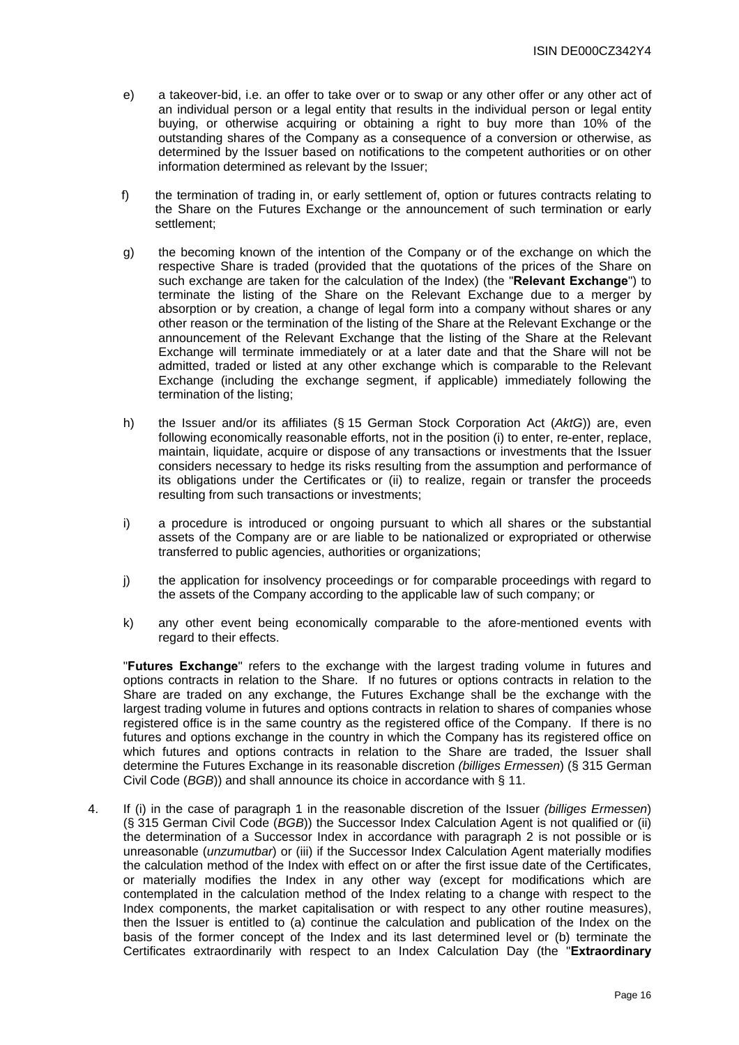e) a takeover-bid, i.e. an offer to take over or to swap or any other offer or any other act of an individual person or a legal entity that results in the individual person or legal entity buying, or otherwise acquiring or obtaining a right to buy more than 10% of the outstanding shares of the Company as a consequence of a conversion or otherwise, as determined by the Issuer based on notifications to the competent authorities or on other information determined as relevant by the Issuer;

f) the termination of trading in, or early settlement of, option or futures contracts relating to the Share on the Futures Exchange or the announcement of such termination or early settlement;

g) the becoming known of the intention of the Company or of the exchange on which the respective Share is traded (provided that the quotations of the prices of the Share on such exchange are taken for the calculation of the Index) (the "**Relevant Exchange**") to terminate the listing of the Share on the Relevant Exchange due to a merger by absorption or by creation, a change of legal form into a company without shares or any other reason or the termination of the listing of the Share at the Relevant Exchange or the announcement of the Relevant Exchange that the listing of the Share at the Relevant Exchange will terminate immediately or at a later date and that the Share will not be admitted, traded or listed at any other exchange which is comparable to the Relevant Exchange (including the exchange segment, if applicable) immediately following the termination of the listing;

h) the Issuer and/or its affiliates (§ 15 German Stock Corporation Act (*AktG*)) are, even following economically reasonable efforts, not in the position (i) to enter, re-enter, replace, maintain, liquidate, acquire or dispose of any transactions or investments that the Issuer considers necessary to hedge its risks resulting from the assumption and performance of its obligations under the Certificates or (ii) to realize, regain or transfer the proceeds resulting from such transactions or investments;

i) a procedure is introduced or ongoing pursuant to which all shares or the substantial assets of the Company are or are liable to be nationalized or expropriated or otherwise transferred to public agencies, authorities or organizations;

j) the application for insolvency proceedings or for comparable proceedings with regard to the assets of the Company according to the applicable law of such company; or

k) any other event being economically comparable to the afore-mentioned events with regard to their effects.

"**Futures Exchange**" refers to the exchange with the largest trading volume in futures and options contracts in relation to the Share. If no futures or options contracts in relation to the Share are traded on any exchange, the Futures Exchange shall be the exchange with the largest trading volume in futures and options contracts in relation to shares of companies whose registered office is in the same country as the registered office of the Company. If there is no futures and options exchange in the country in which the Company has its registered office on which futures and options contracts in relation to the Share are traded, the Issuer shall determine the Futures Exchange in its reasonable discretion *(billiges Ermessen*) (§ 315 German Civil Code (*BGB*)) and shall announce its choice in accordance with § 11.

4. If (i) in the case of paragraph 1 in the reasonable discretion of the Issuer *(billiges Ermessen*) (§ 315 German Civil Code (*BGB*)) the Successor Index Calculation Agent is not qualified or (ii) the determination of a Successor Index in accordance with paragraph 2 is not possible or is unreasonable (*unzumutbar*) or (iii) if the Successor Index Calculation Agent materially modifies the calculation method of the Index with effect on or after the first issue date of the Certificates, or materially modifies the Index in any other way (except for modifications which are contemplated in the calculation method of the Index relating to a change with respect to the Index components, the market capitalisation or with respect to any other routine measures), then the Issuer is entitled to (a) continue the calculation and publication of the Index on the basis of the former concept of the Index and its last determined level or (b) terminate the Certificates extraordinarily with respect to an Index Calculation Day (the "**Extraordinary**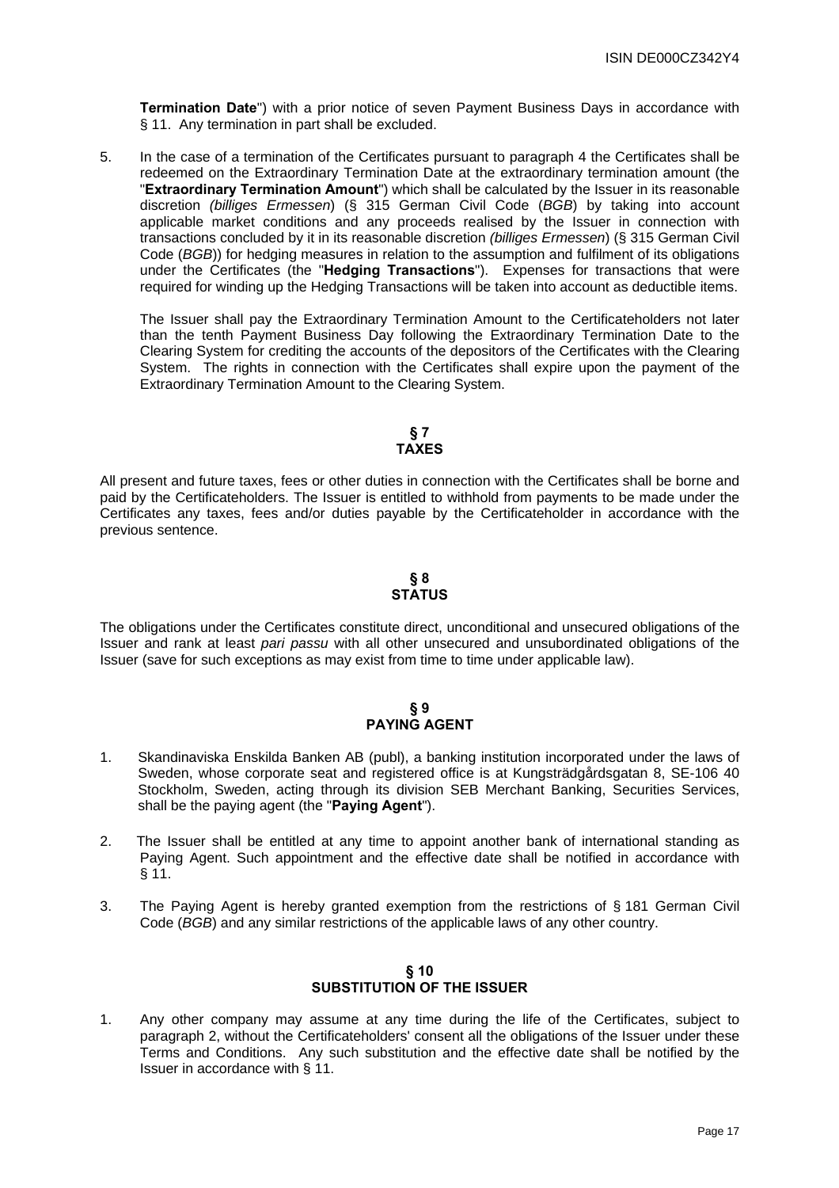**Termination Date**") with a prior notice of seven Payment Business Days in accordance with § 11. Any termination in part shall be excluded.

5. In the case of a termination of the Certificates pursuant to paragraph 4 the Certificates shall be redeemed on the Extraordinary Termination Date at the extraordinary termination amount (the "**Extraordinary Termination Amount**") which shall be calculated by the Issuer in its reasonable discretion *(billiges Ermessen*) (§ 315 German Civil Code (*BGB*) by taking into account applicable market conditions and any proceeds realised by the Issuer in connection with transactions concluded by it in its reasonable discretion *(billiges Ermessen*) (§ 315 German Civil Code (*BGB*)) for hedging measures in relation to the assumption and fulfilment of its obligations under the Certificates (the "**Hedging Transactions**"). Expenses for transactions that were required for winding up the Hedging Transactions will be taken into account as deductible items.

   The Issuer shall pay the Extraordinary Termination Amount to the Certificateholders not later than the tenth Payment Business Day following the Extraordinary Termination Date to the Clearing System for crediting the accounts of the depositors of the Certificates with the Clearing System. The rights in connection with the Certificates shall expire upon the payment of the Extraordinary Termination Amount to the Clearing System.

## § 7
## TAXES

All present and future taxes, fees or other duties in connection with the Certificates shall be borne and paid by the Certificateholders. The Issuer is entitled to withhold from payments to be made under the Certificates any taxes, fees and/or duties payable by the Certificateholder in accordance with the previous sentence.

## § 8
## STATUS

The obligations under the Certificates constitute direct, unconditional and unsecured obligations of the Issuer and rank at least *pari passu* with all other unsecured and unsubordinated obligations of the Issuer (save for such exceptions as may exist from time to time under applicable law).

## § 9
## PAYING AGENT

1. Skandinaviska Enskilda Banken AB (publ), a banking institution incorporated under the laws of Sweden, whose corporate seat and registered office is at Kungsträdgårdsgatan 8, SE-106 40 Stockholm, Sweden, acting through its division SEB Merchant Banking, Securities Services, shall be the paying agent (the "**Paying Agent**").

2. The Issuer shall be entitled at any time to appoint another bank of international standing as Paying Agent. Such appointment and the effective date shall be notified in accordance with § 11.

3. The Paying Agent is hereby granted exemption from the restrictions of § 181 German Civil Code (*BGB*) and any similar restrictions of the applicable laws of any other country.

## § 10
## SUBSTITUTION OF THE ISSUER

1. Any other company may assume at any time during the life of the Certificates, subject to paragraph 2, without the Certificateholders' consent all the obligations of the Issuer under these Terms and Conditions. Any such substitution and the effective date shall be notified by the Issuer in accordance with § 11.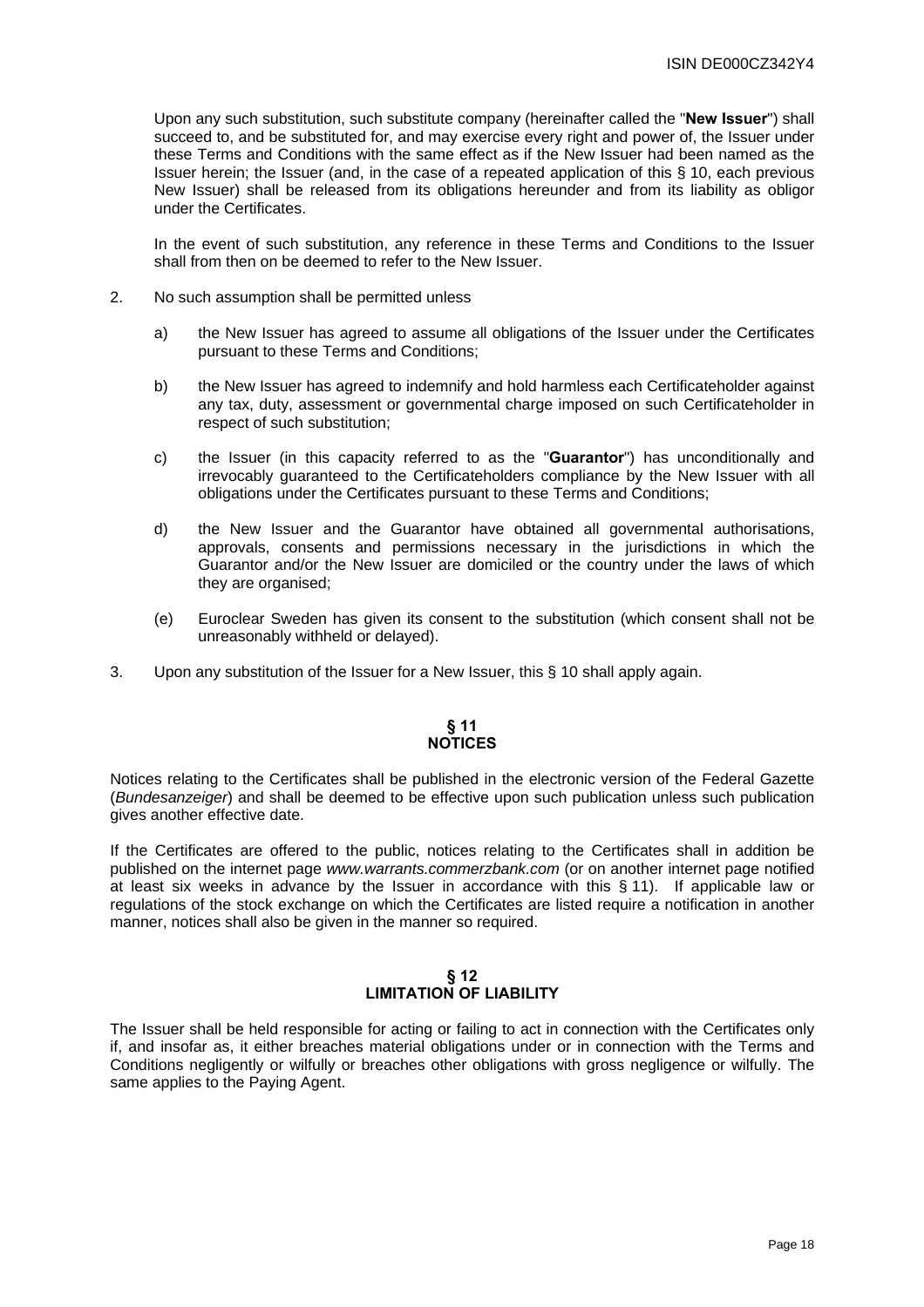Upon any such substitution, such substitute company (hereinafter called the "**New Issuer**") shall succeed to, and be substituted for, and may exercise every right and power of, the Issuer under these Terms and Conditions with the same effect as if the New Issuer had been named as the Issuer herein; the Issuer (and, in the case of a repeated application of this § 10, each previous New Issuer) shall be released from its obligations hereunder and from its liability as obligor under the Certificates.

In the event of such substitution, any reference in these Terms and Conditions to the Issuer shall from then on be deemed to refer to the New Issuer.

2. No such assumption shall be permitted unless

   a) the New Issuer has agreed to assume all obligations of the Issuer under the Certificates pursuant to these Terms and Conditions;

   b) the New Issuer has agreed to indemnify and hold harmless each Certificateholder against any tax, duty, assessment or governmental charge imposed on such Certificateholder in respect of such substitution;

   c) the Issuer (in this capacity referred to as the "**Guarantor**") has unconditionally and irrevocably guaranteed to the Certificateholders compliance by the New Issuer with all obligations under the Certificates pursuant to these Terms and Conditions;

   d) the New Issuer and the Guarantor have obtained all governmental authorisations, approvals, consents and permissions necessary in the jurisdictions in which the Guarantor and/or the New Issuer are domiciled or the country under the laws of which they are organised;

   (e) Euroclear Sweden has given its consent to the substitution (which consent shall not be unreasonably withheld or delayed).

3. Upon any substitution of the Issuer for a New Issuer, this § 10 shall apply again.

## § 11
## NOTICES

Notices relating to the Certificates shall be published in the electronic version of the Federal Gazette (*Bundesanzeiger*) and shall be deemed to be effective upon such publication unless such publication gives another effective date.

If the Certificates are offered to the public, notices relating to the Certificates shall in addition be published on the internet page *www.warrants.commerzbank.com* (or on another internet page notified at least six weeks in advance by the Issuer in accordance with this § 11). If applicable law or regulations of the stock exchange on which the Certificates are listed require a notification in another manner, notices shall also be given in the manner so required.

## § 12
## LIMITATION OF LIABILITY

The Issuer shall be held responsible for acting or failing to act in connection with the Certificates only if, and insofar as, it either breaches material obligations under or in connection with the Terms and Conditions negligently or wilfully or breaches other obligations with gross negligence or wilfully. The same applies to the Paying Agent.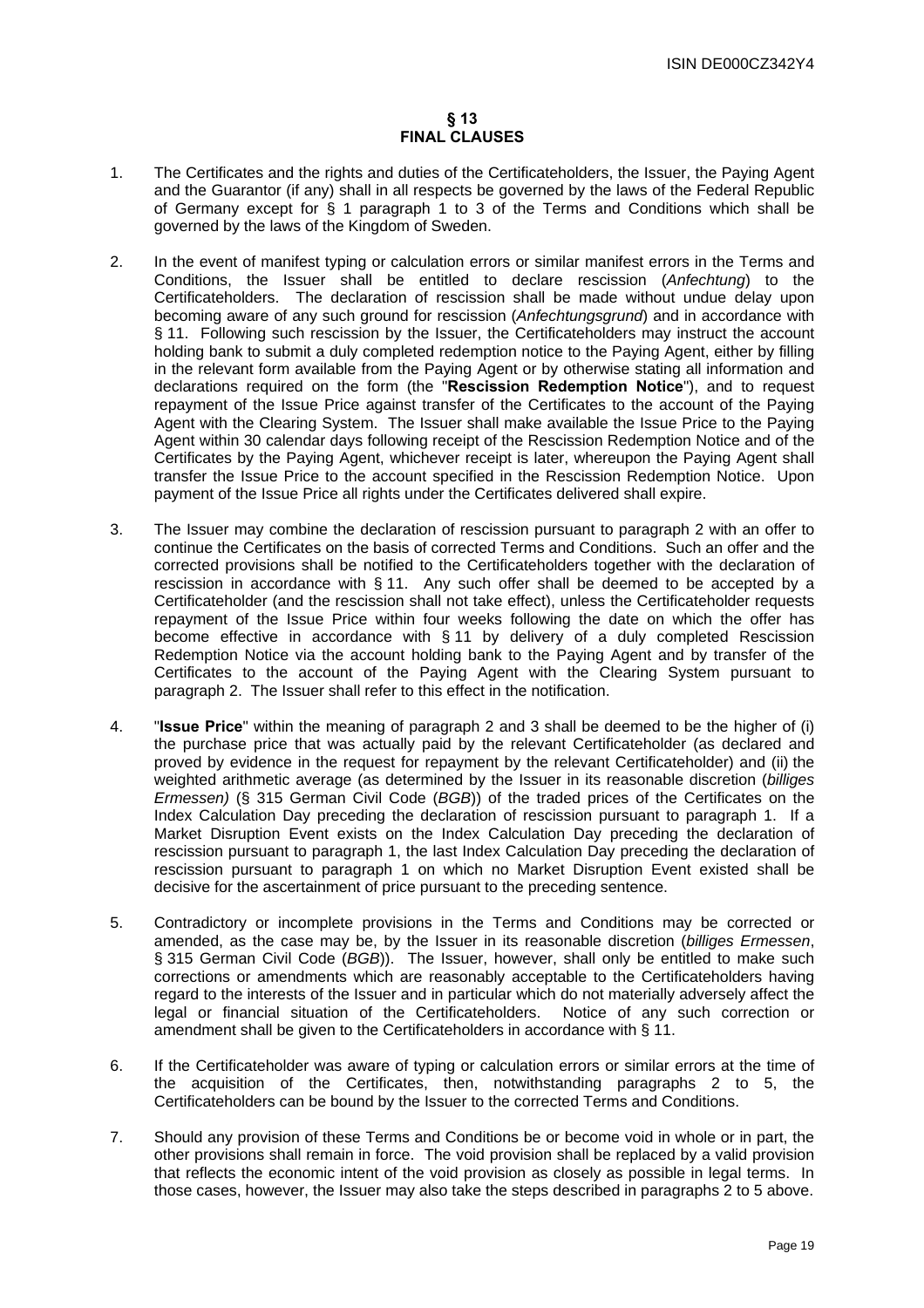## § 13
## FINAL CLAUSES

1. The Certificates and the rights and duties of the Certificateholders, the Issuer, the Paying Agent and the Guarantor (if any) shall in all respects be governed by the laws of the Federal Republic of Germany except for § 1 paragraph 1 to 3 of the Terms and Conditions which shall be governed by the laws of the Kingdom of Sweden.

2. In the event of manifest typing or calculation errors or similar manifest errors in the Terms and Conditions, the Issuer shall be entitled to declare rescission (*Anfechtung*) to the Certificateholders. The declaration of rescission shall be made without undue delay upon becoming aware of any such ground for rescission (*Anfechtungsgrund*) and in accordance with § 11. Following such rescission by the Issuer, the Certificateholders may instruct the account holding bank to submit a duly completed redemption notice to the Paying Agent, either by filling in the relevant form available from the Paying Agent or by otherwise stating all information and declarations required on the form (the "**Rescission Redemption Notice**"), and to request repayment of the Issue Price against transfer of the Certificates to the account of the Paying Agent with the Clearing System. The Issuer shall make available the Issue Price to the Paying Agent within 30 calendar days following receipt of the Rescission Redemption Notice and of the Certificates by the Paying Agent, whichever receipt is later, whereupon the Paying Agent shall transfer the Issue Price to the account specified in the Rescission Redemption Notice. Upon payment of the Issue Price all rights under the Certificates delivered shall expire.

3. The Issuer may combine the declaration of rescission pursuant to paragraph 2 with an offer to continue the Certificates on the basis of corrected Terms and Conditions. Such an offer and the corrected provisions shall be notified to the Certificateholders together with the declaration of rescission in accordance with § 11. Any such offer shall be deemed to be accepted by a Certificateholder (and the rescission shall not take effect), unless the Certificateholder requests repayment of the Issue Price within four weeks following the date on which the offer has become effective in accordance with § 11 by delivery of a duly completed Rescission Redemption Notice via the account holding bank to the Paying Agent and by transfer of the Certificates to the account of the Paying Agent with the Clearing System pursuant to paragraph 2. The Issuer shall refer to this effect in the notification.

4. "**Issue Price**" within the meaning of paragraph 2 and 3 shall be deemed to be the higher of (i) the purchase price that was actually paid by the relevant Certificateholder (as declared and proved by evidence in the request for repayment by the relevant Certificateholder) and (ii) the weighted arithmetic average (as determined by the Issuer in its reasonable discretion (*billiges Ermessen)* (§ 315 German Civil Code (*BGB*)) of the traded prices of the Certificates on the Index Calculation Day preceding the declaration of rescission pursuant to paragraph 1. If a Market Disruption Event exists on the Index Calculation Day preceding the declaration of rescission pursuant to paragraph 1, the last Index Calculation Day preceding the declaration of rescission pursuant to paragraph 1 on which no Market Disruption Event existed shall be decisive for the ascertainment of price pursuant to the preceding sentence.

5. Contradictory or incomplete provisions in the Terms and Conditions may be corrected or amended, as the case may be, by the Issuer in its reasonable discretion (*billiges Ermessen*, § 315 German Civil Code (*BGB*)). The Issuer, however, shall only be entitled to make such corrections or amendments which are reasonably acceptable to the Certificateholders having regard to the interests of the Issuer and in particular which do not materially adversely affect the legal or financial situation of the Certificateholders. Notice of any such correction or amendment shall be given to the Certificateholders in accordance with § 11.

6. If the Certificateholder was aware of typing or calculation errors or similar errors at the time of the acquisition of the Certificates, then, notwithstanding paragraphs 2 to 5, the Certificateholders can be bound by the Issuer to the corrected Terms and Conditions.

7. Should any provision of these Terms and Conditions be or become void in whole or in part, the other provisions shall remain in force. The void provision shall be replaced by a valid provision that reflects the economic intent of the void provision as closely as possible in legal terms. In those cases, however, the Issuer may also take the steps described in paragraphs 2 to 5 above.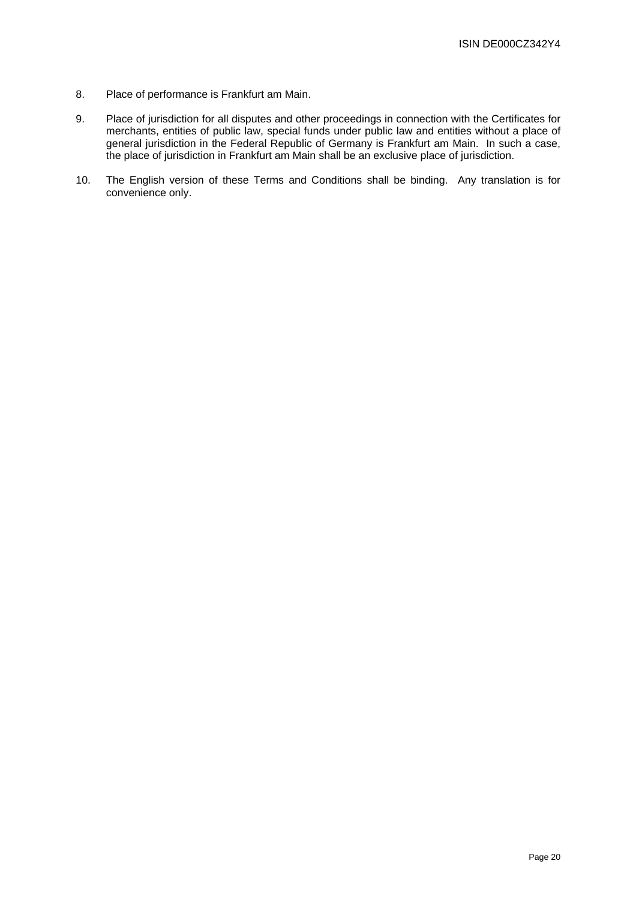8. Place of performance is Frankfurt am Main.

9. Place of jurisdiction for all disputes and other proceedings in connection with the Certificates for merchants, entities of public law, special funds under public law and entities without a place of general jurisdiction in the Federal Republic of Germany is Frankfurt am Main. In such a case, the place of jurisdiction in Frankfurt am Main shall be an exclusive place of jurisdiction.

10. The English version of these Terms and Conditions shall be binding. Any translation is for convenience only.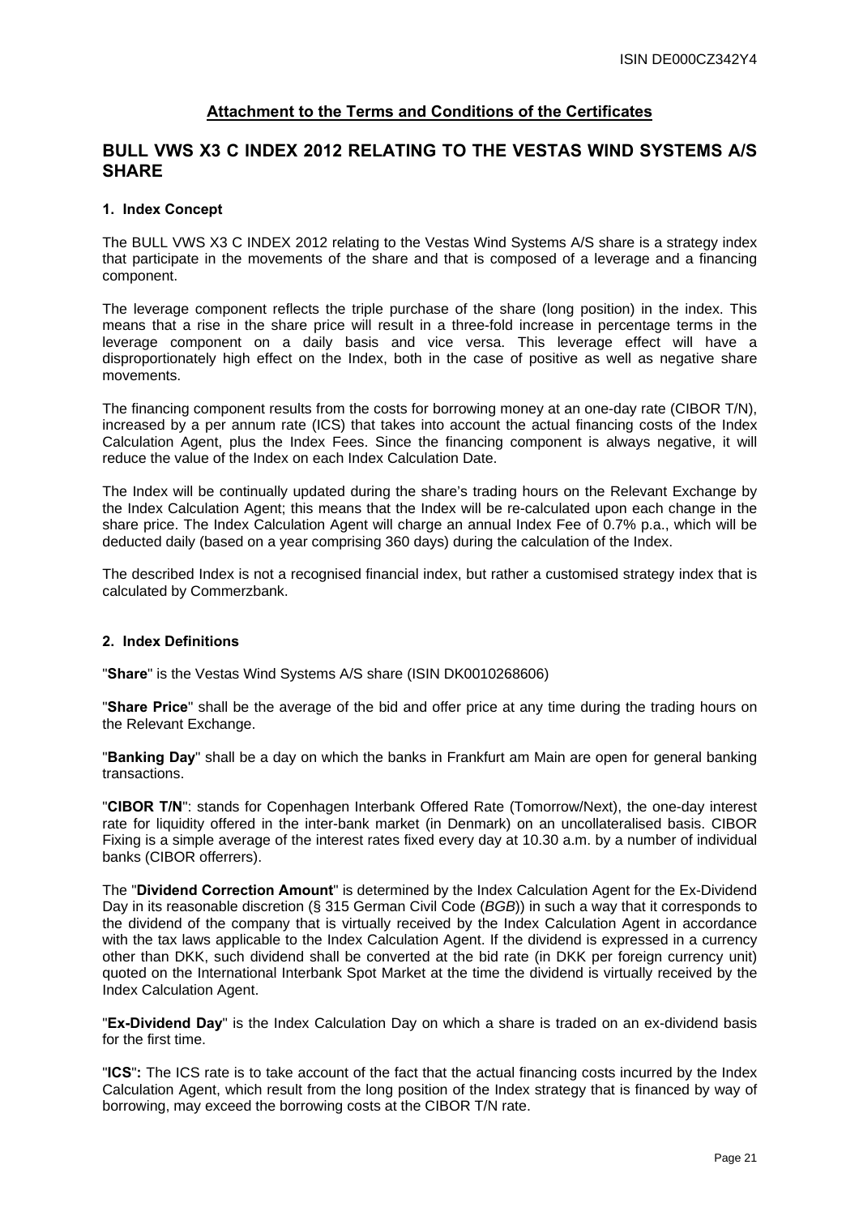## Attachment to the Terms and Conditions of the Certificates

# BULL VWS X3 C INDEX 2012 RELATING TO THE VESTAS WIND SYSTEMS A/S SHARE

### 1. Index Concept

The BULL VWS X3 C INDEX 2012 relating to the Vestas Wind Systems A/S share is a strategy index that participate in the movements of the share and that is composed of a leverage and a financing component.

The leverage component reflects the triple purchase of the share (long position) in the index. This means that a rise in the share price will result in a three-fold increase in percentage terms in the leverage component on a daily basis and vice versa. This leverage effect will have a disproportionately high effect on the Index, both in the case of positive as well as negative share movements.

The financing component results from the costs for borrowing money at an one-day rate (CIBOR T/N), increased by a per annum rate (ICS) that takes into account the actual financing costs of the Index Calculation Agent, plus the Index Fees. Since the financing component is always negative, it will reduce the value of the Index on each Index Calculation Date.

The Index will be continually updated during the share's trading hours on the Relevant Exchange by the Index Calculation Agent; this means that the Index will be re-calculated upon each change in the share price. The Index Calculation Agent will charge an annual Index Fee of 0.7% p.a., which will be deducted daily (based on a year comprising 360 days) during the calculation of the Index.

The described Index is not a recognised financial index, but rather a customised strategy index that is calculated by Commerzbank.

### 2. Index Definitions

"**Share**" is the Vestas Wind Systems A/S share (ISIN DK0010268606)

"**Share Price**" shall be the average of the bid and offer price at any time during the trading hours on the Relevant Exchange.

"**Banking Day**" shall be a day on which the banks in Frankfurt am Main are open for general banking transactions.

"**CIBOR T/N**": stands for Copenhagen Interbank Offered Rate (Tomorrow/Next), the one-day interest rate for liquidity offered in the inter-bank market (in Denmark) on an uncollateralised basis. CIBOR Fixing is a simple average of the interest rates fixed every day at 10.30 a.m. by a number of individual banks (CIBOR offerrers).

The "**Dividend Correction Amount**" is determined by the Index Calculation Agent for the Ex-Dividend Day in its reasonable discretion (§ 315 German Civil Code (*BGB*)) in such a way that it corresponds to the dividend of the company that is virtually received by the Index Calculation Agent in accordance with the tax laws applicable to the Index Calculation Agent. If the dividend is expressed in a currency other than DKK, such dividend shall be converted at the bid rate (in DKK per foreign currency unit) quoted on the International Interbank Spot Market at the time the dividend is virtually received by the Index Calculation Agent.

"**Ex-Dividend Day**" is the Index Calculation Day on which a share is traded on an ex-dividend basis for the first time.

"**ICS**"**:** The ICS rate is to take account of the fact that the actual financing costs incurred by the Index Calculation Agent, which result from the long position of the Index strategy that is financed by way of borrowing, may exceed the borrowing costs at the CIBOR T/N rate.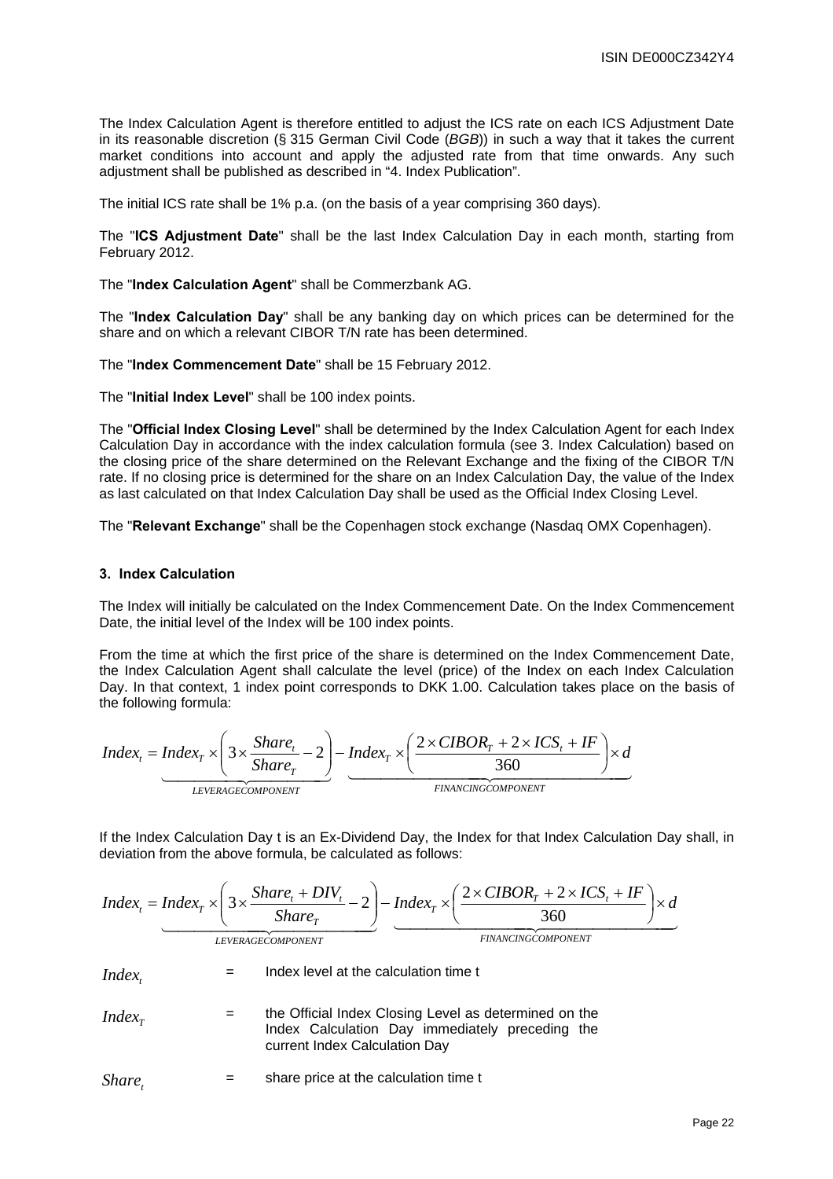The Index Calculation Agent is therefore entitled to adjust the ICS rate on each ICS Adjustment Date in its reasonable discretion (§ 315 German Civil Code (*BGB*)) in such a way that it takes the current market conditions into account and apply the adjusted rate from that time onwards. Any such adjustment shall be published as described in "4. Index Publication".

The initial ICS rate shall be 1% p.a. (on the basis of a year comprising 360 days).

The "**ICS Adjustment Date**" shall be the last Index Calculation Day in each month, starting from February 2012.

The "**Index Calculation Agent**" shall be Commerzbank AG.

The "**Index Calculation Day**" shall be any banking day on which prices can be determined for the share and on which a relevant CIBOR T/N rate has been determined.

The "**Index Commencement Date**" shall be 15 February 2012.

The "**Initial Index Level**" shall be 100 index points.

The "**Official Index Closing Level**" shall be determined by the Index Calculation Agent for each Index Calculation Day in accordance with the index calculation formula (see 3. Index Calculation) based on the closing price of the share determined on the Relevant Exchange and the fixing of the CIBOR T/N rate. If no closing price is determined for the share on an Index Calculation Day, the value of the Index as last calculated on that Index Calculation Day shall be used as the Official Index Closing Level.

The "**Relevant Exchange**" shall be the Copenhagen stock exchange (Nasdaq OMX Copenhagen).

### 3. Index Calculation

The Index will initially be calculated on the Index Commencement Date. On the Index Commencement Date, the initial level of the Index will be 100 index points.

From the time at which the first price of the share is determined on the Index Commencement Date, the Index Calculation Agent shall calculate the level (price) of the Index on each Index Calculation Day. In that context, 1 index point corresponds to DKK 1.00. Calculation takes place on the basis of the following formula:

$$Index_t = \underbrace{Index_T \times \left(3 \times \frac{Share_t}{Share_T} - 2\right)}_{LEVERAGECOMPONENT} - \underbrace{Index_T \times \left(\frac{2 \times CIBOR_T + 2 \times ICS_t + IF}{360}\right) \times d}_{FINANCINGCOMPONENT}$$

If the Index Calculation Day t is an Ex-Dividend Day, the Index for that Index Calculation Day shall, in deviation from the above formula, be calculated as follows:

$$Index_t = \underbrace{Index_T \times \left(3 \times \frac{Share_t + DIV_t}{Share_T} - 2\right)}_{LEVERAGECOMPONENT} - \underbrace{Index_T \times \left(\frac{2 \times CIBOR_T + 2 \times ICS_t + IF}{360}\right) \times d}_{FINANCINGCOMPONENT}$$

$Index_t$ = Index level at the calculation time t

$Index_T$ = the Official Index Closing Level as determined on the Index Calculation Day immediately preceding the current Index Calculation Day

$Share_t$ = share price at the calculation time t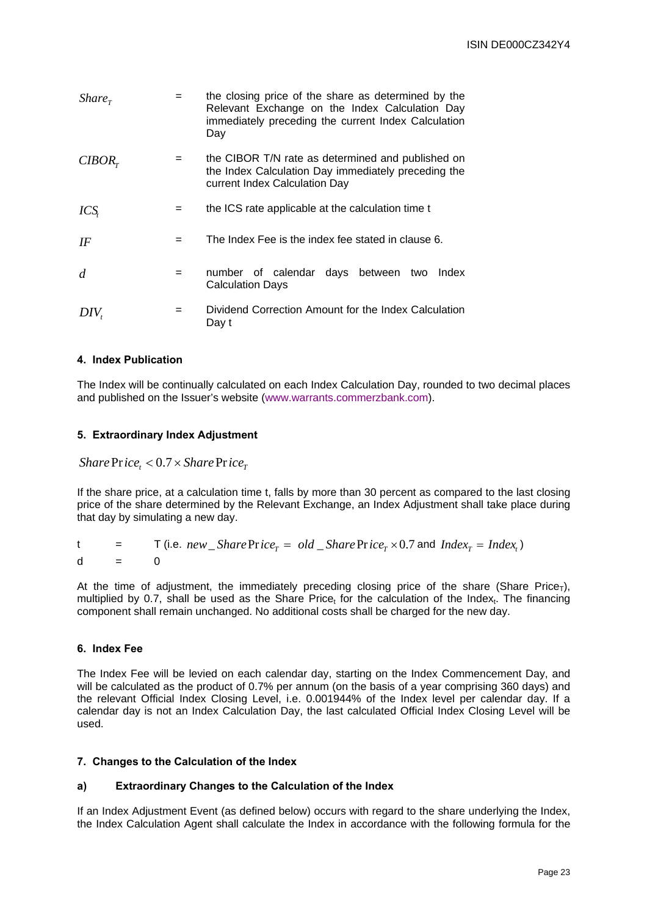| | | |
|---|---|---|
| $Share_T$ | = | the closing price of the share as determined by the Relevant Exchange on the Index Calculation Day immediately preceding the current Index Calculation Day |
| $CIBOR_T$ | = | the CIBOR T/N rate as determined and published on the Index Calculation Day immediately preceding the current Index Calculation Day |
| $ICS_t$ | = | the ICS rate applicable at the calculation time t |
| $IF$ | = | The Index Fee is the index fee stated in clause 6. |
| $d$ | = | number of calendar days between two Index Calculation Days |
| $DIV_t$ | = | Dividend Correction Amount for the Index Calculation Day t |

### 4. Index Publication

The Index will be continually calculated on each Index Calculation Day, rounded to two decimal places and published on the Issuer's website (www.warrants.commerzbank.com).

### 5. Extraordinary Index Adjustment

$$SharePrice_t < 0.7 \times SharePrice_T$$

If the share price, at a calculation time t, falls by more than 30 percent as compared to the last closing price of the share determined by the Relevant Exchange, an Index Adjustment shall take place during that day by simulating a new day.

t = T (i.e. $new\_SharePrice_T = old\_SharePrice_T \times 0.7$ and $Index_T = Index_t$)

d = 0

At the time of adjustment, the immediately preceding closing price of the share (Share $Price_T$), multiplied by 0.7, shall be used as the Share $Price_t$ for the calculation of the $Index_t$. The financing component shall remain unchanged. No additional costs shall be charged for the new day.

### 6. Index Fee

The Index Fee will be levied on each calendar day, starting on the Index Commencement Day, and will be calculated as the product of 0.7% per annum (on the basis of a year comprising 360 days) and the relevant Official Index Closing Level, i.e. 0.001944% of the Index level per calendar day. If a calendar day is not an Index Calculation Day, the last calculated Official Index Closing Level will be used.

### 7. Changes to the Calculation of the Index

#### a) Extraordinary Changes to the Calculation of the Index

If an Index Adjustment Event (as defined below) occurs with regard to the share underlying the Index, the Index Calculation Agent shall calculate the Index in accordance with the following formula for the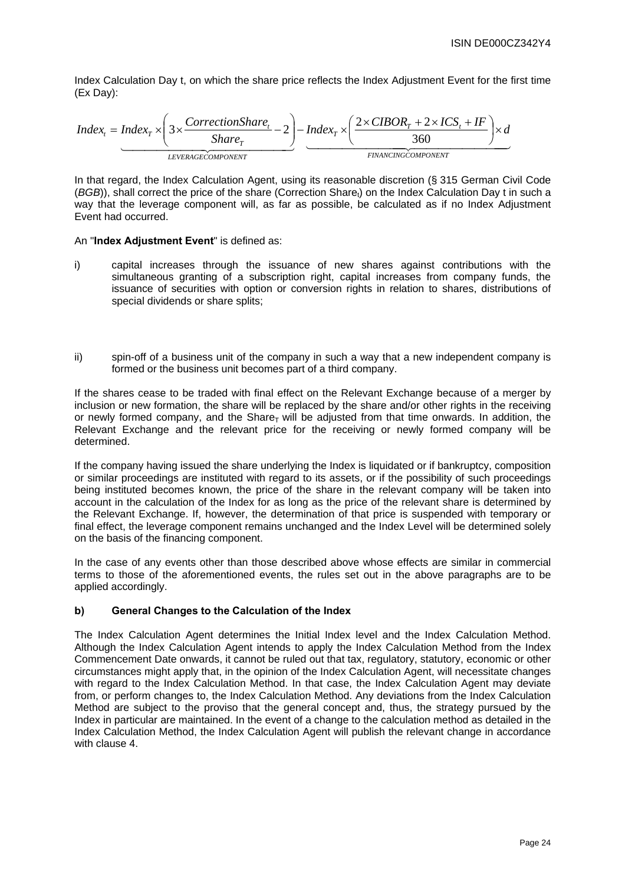Index Calculation Day t, on which the share price reflects the Index Adjustment Event for the first time (Ex Day):

$$Index_t = \underbrace{Index_T \times \left(3 \times \frac{CorrectionShare_t}{Share_T} - 2\right)}_{LEVERAGECOMPONENT} - \underbrace{Index_T \times \left(\frac{2 \times CIBOR_T + 2 \times ICS_t + IF}{360}\right) \times d}_{FINANCINGCOMPONENT}$$

In that regard, the Index Calculation Agent, using its reasonable discretion (§ 315 German Civil Code (*BGB*)), shall correct the price of the share (Correction $Share_t$) on the Index Calculation Day t in such a way that the leverage component will, as far as possible, be calculated as if no Index Adjustment Event had occurred.

An "**Index Adjustment Event**" is defined as:

i) capital increases through the issuance of new shares against contributions with the simultaneous granting of a subscription right, capital increases from company funds, the issuance of securities with option or conversion rights in relation to shares, distributions of special dividends or share splits;

ii) spin-off of a business unit of the company in such a way that a new independent company is formed or the business unit becomes part of a third company.

If the shares cease to be traded with final effect on the Relevant Exchange because of a merger by inclusion or new formation, the share will be replaced by the share and/or other rights in the receiving or newly formed company, and the $Share_T$ will be adjusted from that time onwards. In addition, the Relevant Exchange and the relevant price for the receiving or newly formed company will be determined.

If the company having issued the share underlying the Index is liquidated or if bankruptcy, composition or similar proceedings are instituted with regard to its assets, or if the possibility of such proceedings being instituted becomes known, the price of the share in the relevant company will be taken into account in the calculation of the Index for as long as the price of the relevant share is determined by the Relevant Exchange. If, however, the determination of that price is suspended with temporary or final effect, the leverage component remains unchanged and the Index Level will be determined solely on the basis of the financing component.

In the case of any events other than those described above whose effects are similar in commercial terms to those of the aforementioned events, the rules set out in the above paragraphs are to be applied accordingly.

**b) General Changes to the Calculation of the Index**

The Index Calculation Agent determines the Initial Index level and the Index Calculation Method. Although the Index Calculation Agent intends to apply the Index Calculation Method from the Index Commencement Date onwards, it cannot be ruled out that tax, regulatory, statutory, economic or other circumstances might apply that, in the opinion of the Index Calculation Agent, will necessitate changes with regard to the Index Calculation Method. In that case, the Index Calculation Agent may deviate from, or perform changes to, the Index Calculation Method. Any deviations from the Index Calculation Method are subject to the proviso that the general concept and, thus, the strategy pursued by the Index in particular are maintained. In the event of a change to the calculation method as detailed in the Index Calculation Method, the Index Calculation Agent will publish the relevant change in accordance with clause 4.